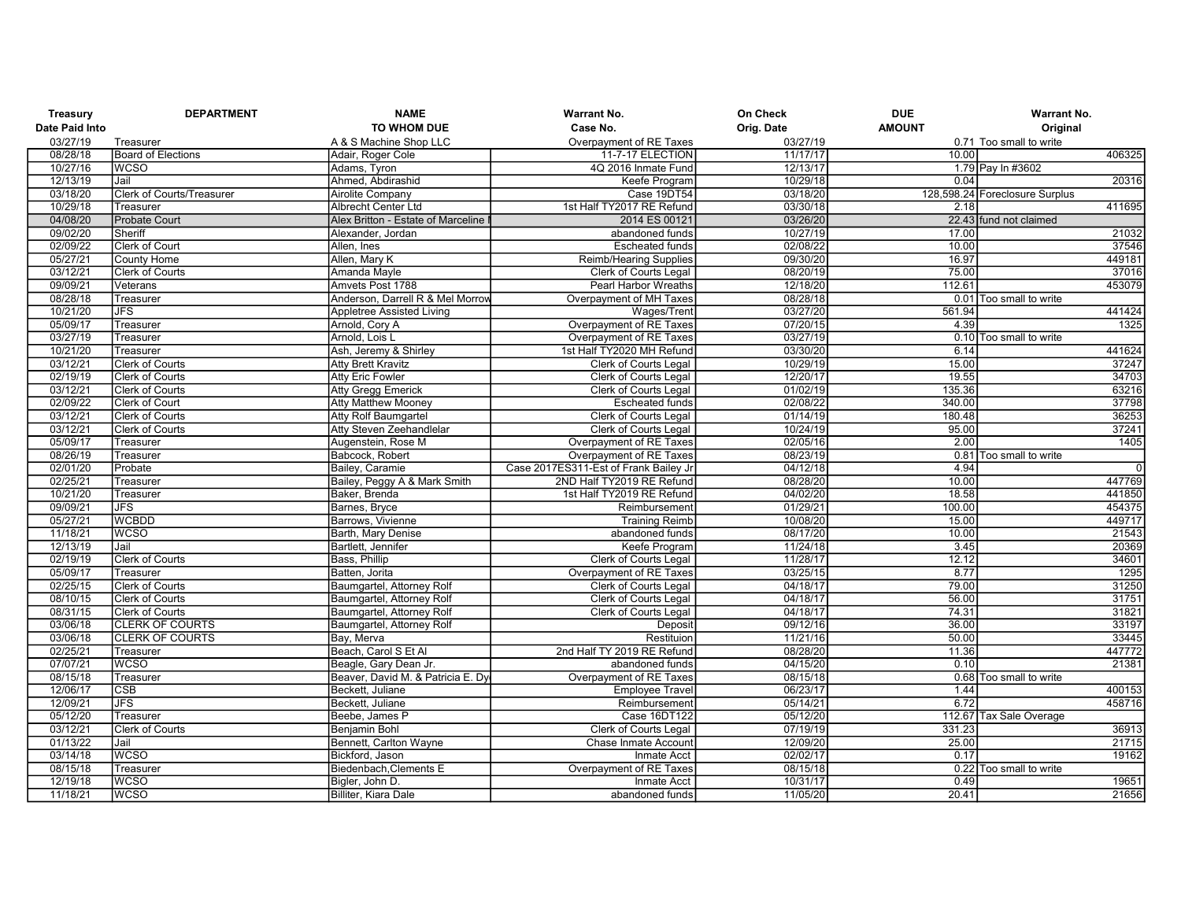| Treasury Date Paid Into | DEPARTMENT | NAME TO WHOM DUE | Warrant No. Case No. | On Check Orig. Date | DUE AMOUNT | Warrant No. Original |
|---|---|---|---|---|---|---|
| 03/27/19 | Treasurer | A & S Machine Shop LLC | Overpayment of RE Taxes | 03/27/19 | 0.71 | Too small to write |
| 08/28/18 | Board of Elections | Adair, Roger Cole | 11-7-17 ELECTION | 11/17/17 | 10.00 | 406325 |
| 10/27/16 | WCSO | Adams, Tyron | 4Q 2016 Inmate Fund | 12/13/17 | 1.79 | Pay In #3602 |
| 12/13/19 | Jail | Ahmed, Abdirashid | Keefe Program | 10/29/18 | 0.04 | 20316 |
| 03/18/20 | Clerk of Courts/Treasurer | Airolite Company | Case 19DT54 | 03/18/20 | 128,598.24 | Foreclosure Surplus |
| 10/29/18 | Treasurer | Albrecht Center Ltd | 1st Half TY2017 RE Refund | 03/30/18 | 2.18 | 411695 |
| 04/08/20 | Probate Court | Alex Britton - Estate of Marceline | 2014 ES 00121 | 03/26/20 | 22.43 | fund not claimed |
| 09/02/20 | Sheriff | Alexander, Jordan | abandoned funds | 10/27/19 | 17.00 | 21032 |
| 02/09/22 | Clerk of Court | Allen, Ines | Escheated funds | 02/08/22 | 10.00 | 37546 |
| 05/27/21 | County Home | Allen, Mary K | Reimb/Hearing Supplies | 09/30/20 | 16.97 | 449181 |
| 03/12/21 | Clerk of Courts | Amanda Mayle | Clerk of Courts Legal | 08/20/19 | 75.00 | 37016 |
| 09/09/21 | Veterans | Amvets Post 1788 | Pearl Harbor Wreaths | 12/18/20 | 112.61 | 453079 |
| 08/28/18 | Treasurer | Anderson, Darrell R & Mel Morrow | Overpayment of MH Taxes | 08/28/18 | 0.01 | Too small to write |
| 10/21/20 | JFS | Appletree Assisted Living | Wages/Trent | 03/27/20 | 561.94 | 441424 |
| 05/09/17 | Treasurer | Arnold, Cory A | Overpayment of RE Taxes | 07/20/15 | 4.39 | 1325 |
| 03/27/19 | Treasurer | Arnold, Lois L | Overpayment of RE Taxes | 03/27/19 | 0.10 | Too small to write |
| 10/21/20 | Treasurer | Ash, Jeremy & Shirley | 1st Half TY2020 MH Refund | 03/30/20 | 6.14 | 441624 |
| 03/12/21 | Clerk of Courts | Atty Brett Kravitz | Clerk of Courts Legal | 10/29/19 | 15.00 | 37247 |
| 02/19/19 | Clerk of Courts | Atty Eric Fowler | Clerk of Courts Legal | 12/20/17 | 19.55 | 34703 |
| 03/12/21 | Clerk of Courts | Atty Gregg Emerick | Clerk of Courts Legal | 01/02/19 | 135.36 | 63216 |
| 02/09/22 | Clerk of Court | Atty Matthew Mooney | Escheated funds | 02/08/22 | 340.00 | 37798 |
| 03/12/21 | Clerk of Courts | Atty Rolf Baumgartel | Clerk of Courts Legal | 01/14/19 | 180.48 | 36253 |
| 03/12/21 | Clerk of Courts | Atty Steven Zeehandlelar | Clerk of Courts Legal | 10/24/19 | 95.00 | 37241 |
| 05/09/17 | Treasurer | Augenstein, Rose M | Overpayment of RE Taxes | 02/05/16 | 2.00 | 1405 |
| 08/26/19 | Treasurer | Babcock, Robert | Overpayment of RE Taxes | 08/23/19 | 0.81 | Too small to write |
| 02/01/20 | Probate | Bailey, Caramie | Case 2017ES311-Est of Frank Bailey Jr | 04/12/18 | 4.94 | 0 |
| 02/25/21 | Treasurer | Bailey, Peggy A & Mark Smith | 2ND Half TY2019 RE Refund | 08/28/20 | 10.00 | 447769 |
| 10/21/20 | Treasurer | Baker, Brenda | 1st Half TY2019 RE Refund | 04/02/20 | 18.58 | 441850 |
| 09/09/21 | JFS | Barnes, Bryce | Reimbursement | 01/29/21 | 100.00 | 454375 |
| 05/27/21 | WCBDD | Barrows, Vivienne | Training Reimb | 10/08/20 | 15.00 | 449717 |
| 11/18/21 | WCSO | Barth, Mary Denise | abandoned funds | 08/17/20 | 10.00 | 21543 |
| 12/13/19 | Jail | Bartlett, Jennifer | Keefe Program | 11/24/18 | 3.45 | 20369 |
| 02/19/19 | Clerk of Courts | Bass, Phillip | Clerk of Courts Legal | 11/28/17 | 12.12 | 34601 |
| 05/09/17 | Treasurer | Batten, Jorita | Overpayment of RE Taxes | 03/25/15 | 8.77 | 1295 |
| 02/25/15 | Clerk of Courts | Baumgartel, Attorney Rolf | Clerk of Courts Legal | 04/18/17 | 79.00 | 31250 |
| 08/10/15 | Clerk of Courts | Baumgartel, Attorney Rolf | Clerk of Courts Legal | 04/18/17 | 56.00 | 31751 |
| 08/31/15 | Clerk of Courts | Baumgartel, Attorney Rolf | Clerk of Courts Legal | 04/18/17 | 74.31 | 31821 |
| 03/06/18 | CLERK OF COURTS | Baumgartel, Attorney Rolf | Deposit | 09/12/16 | 36.00 | 33197 |
| 03/06/18 | CLERK OF COURTS | Bay, Merva | Restituion | 11/21/16 | 50.00 | 33445 |
| 02/25/21 | Treasurer | Beach, Carol S Et Al | 2nd Half TY 2019 RE Refund | 08/28/20 | 11.36 | 447772 |
| 07/07/21 | WCSO | Beagle, Gary Dean Jr. | abandoned funds | 04/15/20 | 0.10 | 21381 |
| 08/15/18 | Treasurer | Beaver, David M. & Patricia E. Dy | Overpayment of RE Taxes | 08/15/18 | 0.68 | Too small to write |
| 12/06/17 | CSB | Beckett, Juliane | Employee Travel | 06/23/17 | 1.44 | 400153 |
| 12/09/21 | JFS | Beckett, Juliane | Reimbursement | 05/14/21 | 6.72 | 458716 |
| 05/12/20 | Treasurer | Beebe, James P | Case 16DT122 | 05/12/20 | 112.67 | Tax Sale Overage |
| 03/12/21 | Clerk of Courts | Benjamin Bohl | Clerk of Courts Legal | 07/19/19 | 331.23 | 36913 |
| 01/13/22 | Jail | Bennett, Carlton Wayne | Chase Inmate Account | 12/09/20 | 25.00 | 21715 |
| 03/14/18 | WCSO | Bickford, Jason | Inmate Acct | 02/02/17 | 0.17 | 19162 |
| 08/15/18 | Treasurer | Biedenbach,Clements E | Overpayment of RE Taxes | 08/15/18 | 0.22 | Too small to write |
| 12/19/18 | WCSO | Bigler, John D. | Inmate Acct | 10/31/17 | 0.49 | 19651 |
| 11/18/21 | WCSO | Billiter, Kiara Dale | abandoned funds | 11/05/20 | 20.41 | 21656 |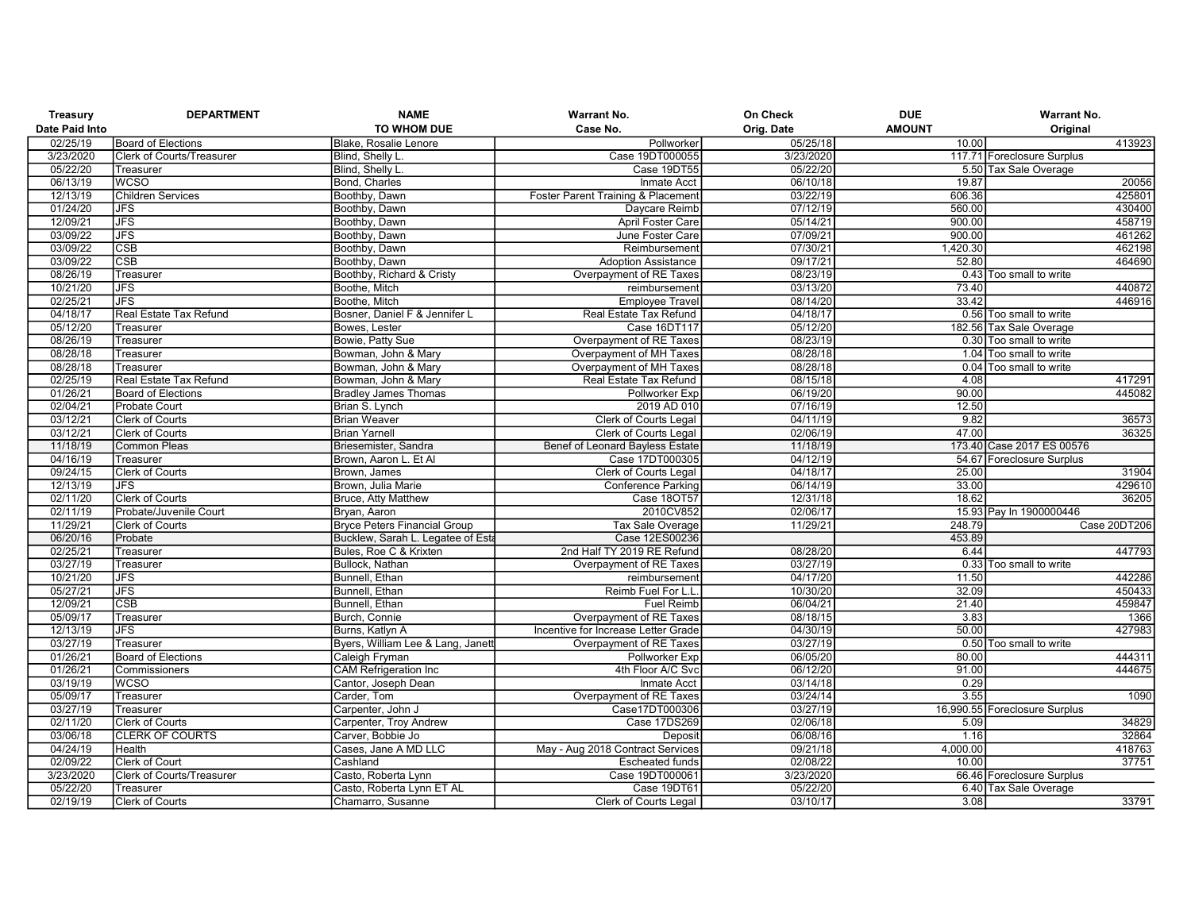| Treasury Date Paid Into | DEPARTMENT | NAME TO WHOM DUE | Warrant No. Case No. | On Check Orig. Date | DUE AMOUNT | Warrant No. Original |
|---|---|---|---|---|---|---|
| 02/25/19 | Board of Elections | Blake, Rosalie Lenore | Pollworker | 05/25/18 | 10.00 | 413923 |
| 3/23/2020 | Clerk of Courts/Treasurer | Blind, Shelly L. | Case 19DT000055 | 3/23/2020 | 117.71 | Foreclosure Surplus |
| 05/22/20 | Treasurer | Blind, Shelly L. | Case 19DT55 | 05/22/20 | 5.50 | Tax Sale Overage |
| 06/13/19 | WCSO | Bond, Charles | Inmate Acct | 06/10/18 | 19.87 | 20056 |
| 12/13/19 | Children Services | Boothby, Dawn | Foster Parent Training & Placement | 03/22/19 | 606.36 | 425801 |
| 01/24/20 | JFS | Boothby, Dawn | Daycare Reimb | 07/12/19 | 560.00 | 430400 |
| 12/09/21 | JFS | Boothby, Dawn | April Foster Care | 05/14/21 | 900.00 | 458719 |
| 03/09/22 | JFS | Boothby, Dawn | June Foster Care | 07/09/21 | 900.00 | 461262 |
| 03/09/22 | CSB | Boothby, Dawn | Reimbursement | 07/30/21 | 1,420.30 | 462198 |
| 03/09/22 | CSB | Boothby, Dawn | Adoption Assistance | 09/17/21 | 52.80 | 464690 |
| 08/26/19 | Treasurer | Boothby, Richard & Cristy | Overpayment of RE Taxes | 08/23/19 | 0.43 | Too small to write |
| 10/21/20 | JFS | Boothe, Mitch | reimbursement | 03/13/20 | 73.40 | 440872 |
| 02/25/21 | JFS | Boothe, Mitch | Employee Travel | 08/14/20 | 33.42 | 446916 |
| 04/18/17 | Real Estate Tax Refund | Bosner, Daniel F & Jennifer L | Real Estate Tax Refund | 04/18/17 | 0.56 | Too small to write |
| 05/12/20 | Treasurer | Bowes, Lester | Case 16DT117 | 05/12/20 | 182.56 | Tax Sale Overage |
| 08/26/19 | Treasurer | Bowie, Patty Sue | Overpayment of RE Taxes | 08/23/19 | 0.30 | Too small to write |
| 08/28/18 | Treasurer | Bowman, John & Mary | Overpayment of MH Taxes | 08/28/18 | 1.04 | Too small to write |
| 08/28/18 | Treasurer | Bowman, John & Mary | Overpayment of MH Taxes | 08/28/18 | 0.04 | Too small to write |
| 02/25/19 | Real Estate Tax Refund | Bowman, John & Mary | Real Estate Tax Refund | 08/15/18 | 4.08 | 417291 |
| 01/26/21 | Board of Elections | Bradley James Thomas | Pollworker Exp | 06/19/20 | 90.00 | 445082 |
| 02/04/21 | Probate Court | Brian S. Lynch | 2019 AD 010 | 07/16/19 | 12.50 | |
| 03/12/21 | Clerk of Courts | Brian Weaver | Clerk of Courts Legal | 04/11/19 | 9.82 | 36573 |
| 03/12/21 | Clerk of Courts | Brian Yarnell | Clerk of Courts Legal | 02/06/19 | 47.00 | 36325 |
| 11/18/19 | Common Pleas | Briesemister, Sandra | Benef of Leonard Bayless Estate | 11/18/19 | 173.40 | Case 2017 ES 00576 |
| 04/16/19 | Treasurer | Brown, Aaron L. Et Al | Case 17DT000305 | 04/12/19 | 54.67 | Foreclosure Surplus |
| 09/24/15 | Clerk of Courts | Brown, James | Clerk of Courts Legal | 04/18/17 | 25.00 | 31904 |
| 12/13/19 | JFS | Brown, Julia Marie | Conference Parking | 06/14/19 | 33.00 | 429610 |
| 02/11/20 | Clerk of Courts | Bruce, Atty Matthew | Case 18OT57 | 12/31/18 | 18.62 | 36205 |
| 02/11/19 | Probate/Juvenile Court | Bryan, Aaron | 2010CV852 | 02/06/17 | 15.93 | Pay In 1900000446 |
| 11/29/21 | Clerk of Courts | Bryce Peters Financial Group | Tax Sale Overage | 11/29/21 | 248.79 | Case 20DT206 |
| 06/20/16 | Probate | Bucklew, Sarah L. Legatee of Esta | Case 12ES00236 | | 453.89 | |
| 02/25/21 | Treasurer | Bules, Roe C & Krixten | 2nd Half TY 2019 RE Refund | 08/28/20 | 6.44 | 447793 |
| 03/27/19 | Treasurer | Bullock, Nathan | Overpayment of RE Taxes | 03/27/19 | 0.33 | Too small to write |
| 10/21/20 | JFS | Bunnell, Ethan | reimbursement | 04/17/20 | 11.50 | 442286 |
| 05/27/21 | JFS | Bunnell, Ethan | Reimb Fuel For L.L. | 10/30/20 | 32.09 | 450433 |
| 12/09/21 | CSB | Bunnell, Ethan | Fuel Reimb | 06/04/21 | 21.40 | 459847 |
| 05/09/17 | Treasurer | Burch, Connie | Overpayment of RE Taxes | 08/18/15 | 3.83 | 1366 |
| 12/13/19 | JFS | Burns, Katlyn A | Incentive for Increase Letter Grade | 04/30/19 | 50.00 | 427983 |
| 03/27/19 | Treasurer | Byers, William Lee & Lang, Janett | Overpayment of RE Taxes | 03/27/19 | 0.50 | Too small to write |
| 01/26/21 | Board of Elections | Caleigh Fryman | Pollworker Exp | 06/05/20 | 80.00 | 444311 |
| 01/26/21 | Commissioners | CAM Refrigeration Inc | 4th Floor A/C Svc | 06/12/20 | 91.00 | 444675 |
| 03/19/19 | WCSO | Cantor, Joseph Dean | Inmate Acct | 03/14/18 | 0.29 | |
| 05/09/17 | Treasurer | Carder, Tom | Overpayment of RE Taxes | 03/24/14 | 3.55 | 1090 |
| 03/27/19 | Treasurer | Carpenter, John J | Case17DT000306 | 03/27/19 | 16,990.55 | Foreclosure Surplus |
| 02/11/20 | Clerk of Courts | Carpenter, Troy Andrew | Case 17DS269 | 02/06/18 | 5.09 | 34829 |
| 03/06/18 | CLERK OF COURTS | Carver, Bobbie Jo | Deposit | 06/08/16 | 1.16 | 32864 |
| 04/24/19 | Health | Cases, Jane A MD LLC | May - Aug 2018 Contract Services | 09/21/18 | 4,000.00 | 418763 |
| 02/09/22 | Clerk of Court | Cashland | Escheated funds | 02/08/22 | 10.00 | 37751 |
| 3/23/2020 | Clerk of Courts/Treasurer | Casto, Roberta Lynn | Case 19DT000061 | 3/23/2020 | 66.46 | Foreclosure Surplus |
| 05/22/20 | Treasurer | Casto, Roberta Lynn ET AL | Case 19DT61 | 05/22/20 | 6.40 | Tax Sale Overage |
| 02/19/19 | Clerk of Courts | Chamarro, Susanne | Clerk of Courts Legal | 03/10/17 | 3.08 | 33791 |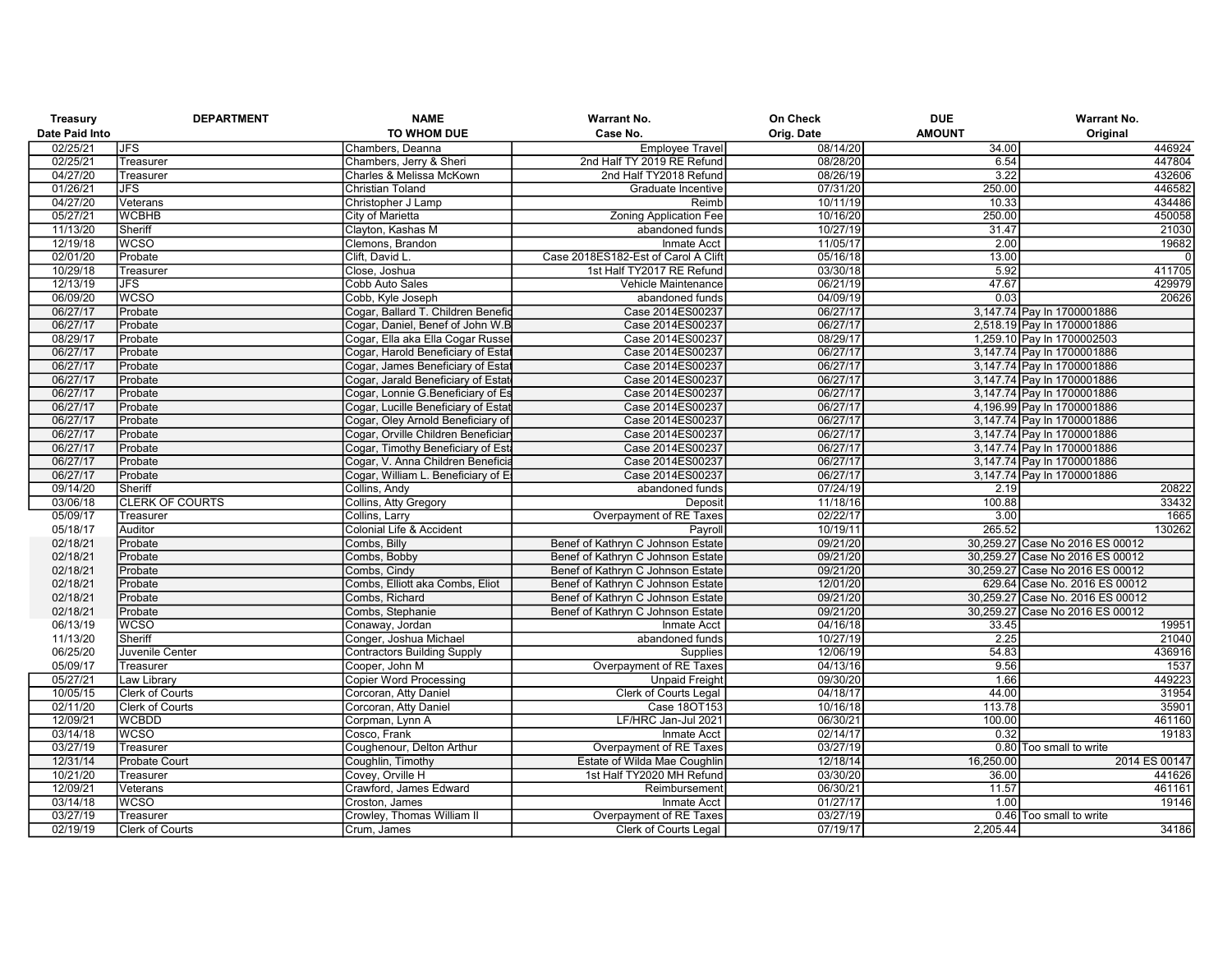| Treasury Date Paid Into | DEPARTMENT | NAME TO WHOM DUE | Warrant No. Case No. | On Check Orig. Date | DUE AMOUNT | Warrant No. Original |
|---|---|---|---|---|---|---|
| 02/25/21 | JFS | Chambers, Deanna | Employee Travel | 08/14/20 | 34.00 | 446924 |
| 02/25/21 | Treasurer | Chambers, Jerry & Sheri | 2nd Half TY 2019 RE Refund | 08/28/20 | 6.54 | 447804 |
| 04/27/20 | Treasurer | Charles & Melissa McKown | 2nd Half TY2018 Refund | 08/26/19 | 3.22 | 432606 |
| 01/26/21 | JFS | Christian Toland | Graduate Incentive | 07/31/20 | 250.00 | 446582 |
| 04/27/20 | Veterans | Christopher J Lamp | Reimb | 10/11/19 | 10.33 | 434486 |
| 05/27/21 | WCBHB | City of Marietta | Zoning Application Fee | 10/16/20 | 250.00 | 450058 |
| 11/13/20 | Sheriff | Clayton, Kashas M | abandoned funds | 10/27/19 | 31.47 | 21030 |
| 12/19/18 | WCSO | Clemons, Brandon | Inmate Acct | 11/05/17 | 2.00 | 19682 |
| 02/01/20 | Probate | Clift, David L. | Case 2018ES182-Est of Carol A Clift | 05/16/18 | 13.00 | 0 |
| 10/29/18 | Treasurer | Close, Joshua | 1st Half TY2017 RE Refund | 03/30/18 | 5.92 | 411705 |
| 12/13/19 | JFS | Cobb Auto Sales | Vehicle Maintenance | 06/21/19 | 47.67 | 429979 |
| 06/09/20 | WCSO | Cobb, Kyle Joseph | abandoned funds | 04/09/19 | 0.03 | 20626 |
| 06/27/17 | Probate | Cogar, Ballard T. Children Benefic | Case 2014ES00237 | 06/27/17 | 3,147.74 | Pay In 1700001886 |
| 06/27/17 | Probate | Cogar, Daniel, Benef of John W.B | Case 2014ES00237 | 06/27/17 | 2,518.19 | Pay In 1700001886 |
| 08/29/17 | Probate | Cogar, Ella aka Ella Cogar Russe | Case 2014ES00237 | 08/29/17 | 1,259.10 | Pay In 1700002503 |
| 06/27/17 | Probate | Cogar, Harold Beneficiary of Estat | Case 2014ES00237 | 06/27/17 | 3,147.74 | Pay In 1700001886 |
| 06/27/17 | Probate | Cogar, James Beneficiary of Estat | Case 2014ES00237 | 06/27/17 | 3,147.74 | Pay In 1700001886 |
| 06/27/17 | Probate | Cogar, Jarald Beneficiary of Estat | Case 2014ES00237 | 06/27/17 | 3,147.74 | Pay In 1700001886 |
| 06/27/17 | Probate | Cogar, Lonnie G.Beneficiary of Es | Case 2014ES00237 | 06/27/17 | 3,147.74 | Pay In 1700001886 |
| 06/27/17 | Probate | Cogar, Lucille Beneficiary of Estat | Case 2014ES00237 | 06/27/17 | 4,196.99 | Pay In 1700001886 |
| 06/27/17 | Probate | Cogar, Oley Arnold Beneficiary of | Case 2014ES00237 | 06/27/17 | 3,147.74 | Pay In 1700001886 |
| 06/27/17 | Probate | Cogar, Orville Children Beneficiar | Case 2014ES00237 | 06/27/17 | 3,147.74 | Pay In 1700001886 |
| 06/27/17 | Probate | Cogar, Timothy Beneficiary of Esta | Case 2014ES00237 | 06/27/17 | 3,147.74 | Pay In 1700001886 |
| 06/27/17 | Probate | Cogar, V. Anna Children Beneficia | Case 2014ES00237 | 06/27/17 | 3,147.74 | Pay In 1700001886 |
| 06/27/17 | Probate | Cogar, William L. Beneficiary of E | Case 2014ES00237 | 06/27/17 | 3,147.74 | Pay In 1700001886 |
| 09/14/20 | Sheriff | Collins, Andy | abandoned funds | 07/24/19 | 2.19 | 20822 |
| 03/06/18 | CLERK OF COURTS | Collins, Atty Gregory | Deposit | 11/18/16 | 100.88 | 33432 |
| 05/09/17 | Treasurer | Collins, Larry | Overpayment of RE Taxes | 02/22/17 | 3.00 | 1665 |
| 05/18/17 | Auditor | Colonial Life & Accident | Payroll | 10/19/11 | 265.52 | 130262 |
| 02/18/21 | Probate | Combs, Billy | Benef of Kathryn C Johnson Estate | 09/21/20 | 30,259.27 | Case No 2016 ES 00012 |
| 02/18/21 | Probate | Combs, Bobby | Benef of Kathryn C Johnson Estate | 09/21/20 | 30,259.27 | Case No 2016 ES 00012 |
| 02/18/21 | Probate | Combs, Cindy | Benef of Kathryn C Johnson Estate | 09/21/20 | 30,259.27 | Case No 2016 ES 00012 |
| 02/18/21 | Probate | Combs, Elliott aka Combs, Eliot | Benef of Kathryn C Johnson Estate | 12/01/20 | 629.64 | Case No. 2016 ES 00012 |
| 02/18/21 | Probate | Combs, Richard | Benef of Kathryn C Johnson Estate | 09/21/20 | 30,259.27 | Case No. 2016 ES 00012 |
| 02/18/21 | Probate | Combs, Stephanie | Benef of Kathryn C Johnson Estate | 09/21/20 | 30,259.27 | Case No 2016 ES 00012 |
| 06/13/19 | WCSO | Conaway, Jordan | Inmate Acct | 04/16/18 | 33.45 | 19951 |
| 11/13/20 | Sheriff | Conger, Joshua Michael | abandoned funds | 10/27/19 | 2.25 | 21040 |
| 06/25/20 | Juvenile Center | Contractors Building Supply | Supplies | 12/06/19 | 54.83 | 436916 |
| 05/09/17 | Treasurer | Cooper, John M | Overpayment of RE Taxes | 04/13/16 | 9.56 | 1537 |
| 05/27/21 | Law Library | Copier Word Processing | Unpaid Freight | 09/30/20 | 1.66 | 449223 |
| 10/05/15 | Clerk of Courts | Corcoran, Atty Daniel | Clerk of Courts Legal | 04/18/17 | 44.00 | 31954 |
| 02/11/20 | Clerk of Courts | Corcoran, Atty Daniel | Case 18OT153 | 10/16/18 | 113.78 | 35901 |
| 12/09/21 | WCBDD | Corpman, Lynn A | LF/HRC Jan-Jul 2021 | 06/30/21 | 100.00 | 461160 |
| 03/14/18 | WCSO | Cosco, Frank | Inmate Acct | 02/14/17 | 0.32 | 19183 |
| 03/27/19 | Treasurer | Coughenour, Delton Arthur | Overpayment of RE Taxes | 03/27/19 | 0.80 | Too small to write |
| 12/31/14 | Probate Court | Coughlin, Timothy | Estate of Wilda Mae Coughlin | 12/18/14 | 16,250.00 | 2014 ES 00147 |
| 10/21/20 | Treasurer | Covey, Orville H | 1st Half TY2020 MH Refund | 03/30/20 | 36.00 | 441626 |
| 12/09/21 | Veterans | Crawford, James Edward | Reimbursement | 06/30/21 | 11.57 | 461161 |
| 03/14/18 | WCSO | Croston, James | Inmate Acct | 01/27/17 | 1.00 | 19146 |
| 03/27/19 | Treasurer | Crowley, Thomas William II | Overpayment of RE Taxes | 03/27/19 | 0.46 | Too small to write |
| 02/19/19 | Clerk of Courts | Crum, James | Clerk of Courts Legal | 07/19/17 | 2,205.44 | 34186 |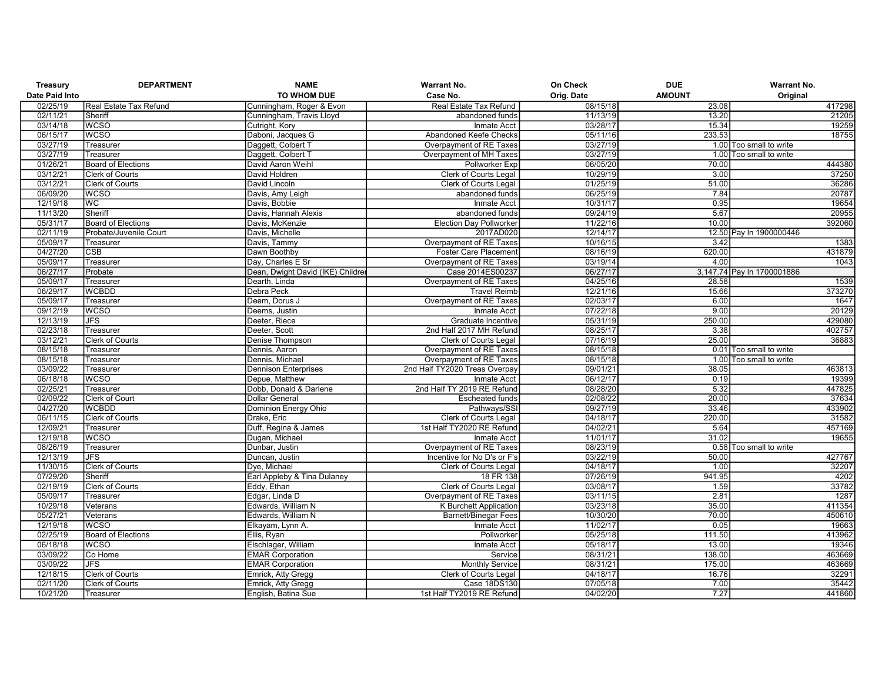| Treasury Date Paid Into | DEPARTMENT | NAME TO WHOM DUE | Warrant No. Case No. | On Check Orig. Date | DUE AMOUNT | Warrant No. Original |
|---|---|---|---|---|---|---|
| 02/25/19 | Real Estate Tax Refund | Cunningham, Roger & Evon | Real Estate Tax Refund | 08/15/18 | 23.08 | 417298 |
| 02/11/21 | Sheriff | Cunningham, Travis Lloyd | abandoned funds | 11/13/19 | 13.20 | 21205 |
| 03/14/18 | WCSO | Cutright, Kory | Inmate Acct | 03/28/17 | 15.34 | 19259 |
| 06/15/17 | WCSO | Daboni, Jacques G | Abandoned Keefe Checks | 05/11/16 | 233.53 | 18755 |
| 03/27/19 | Treasurer | Daggett, Colbert T | Overpayment of RE Taxes | 03/27/19 | 1.00 | Too small to write |
| 03/27/19 | Treasurer | Daggett, Colbert T | Overpayment of MH Taxes | 03/27/19 | 1.00 | Too small to write |
| 01/26/21 | Board of Elections | David Aaron Weihl | Pollworker Exp | 06/05/20 | 70.00 | 444380 |
| 03/12/21 | Clerk of Courts | David Holdren | Clerk of Courts Legal | 10/29/19 | 3.00 | 37250 |
| 03/12/21 | Clerk of Courts | David Lincoln | Clerk of Courts Legal | 01/25/19 | 51.00 | 36286 |
| 06/09/20 | WCSO | Davis, Amy Leigh | abandoned funds | 06/25/19 | 7.84 | 20787 |
| 12/19/18 | WC | Davis, Bobbie | Inmate Acct | 10/31/17 | 0.95 | 19654 |
| 11/13/20 | Sheriff | Davis, Hannah Alexis | abandoned funds | 09/24/19 | 5.67 | 20955 |
| 05/31/17 | Board of Elections | Davis, McKenzie | Election Day Pollworker | 11/22/16 | 10.00 | 392060 |
| 02/11/19 | Probate/Juvenile Court | Davis, Michelle | 2017AD020 | 12/14/17 | 12.50 | Pay In 1900000446 |
| 05/09/17 | Treasurer | Davis, Tammy | Overpayment of RE Taxes | 10/16/15 | 3.42 | 1383 |
| 04/27/20 | CSB | Dawn Boothby | Foster Care Placement | 08/16/19 | 620.00 | 431879 |
| 05/09/17 | Treasurer | Day, Charles E Sr | Overpayment of RE Taxes | 03/19/14 | 4.00 | 1043 |
| 06/27/17 | Probate | Dean, Dwight David (IKE) Childre | Case 2014ES00237 | 06/27/17 | 3,147.74 | Pay In 1700001886 |
| 05/09/17 | Treasurer | Dearth, Linda | Overpayment of RE Taxes | 04/25/16 | 28.58 | 1539 |
| 06/29/17 | WCBDD | Debra Peck | Travel Reimb | 12/21/16 | 15.66 | 373270 |
| 05/09/17 | Treasurer | Deem, Dorus J | Overpayment of RE Taxes | 02/03/17 | 6.00 | 1647 |
| 09/12/19 | WCSO | Deems, Justin | Inmate Acct | 07/22/18 | 9.00 | 20129 |
| 12/13/19 | JFS | Deeter, Riece | Graduate Incentive | 05/31/19 | 250.00 | 429080 |
| 02/23/18 | Treasurer | Deeter, Scott | 2nd Half 2017 MH Refund | 08/25/17 | 3.38 | 402757 |
| 03/12/21 | Clerk of Courts | Denise Thompson | Clerk of Courts Legal | 07/16/19 | 25.00 | 36883 |
| 08/15/18 | Treasurer | Dennis, Aaron | Overpayment of RE Taxes | 08/15/18 | 0.01 | Too small to write |
| 08/15/18 | Treasurer | Dennis, Michael | Overpayment of RE Taxes | 08/15/18 | 1.00 | Too small to write |
| 03/09/22 | Treasurer | Dennison Enterprises | 2nd Half TY2020 Treas Overpay | 09/01/21 | 38.05 | 463813 |
| 06/18/18 | WCSO | Depue, Matthew | Inmate Acct | 06/12/17 | 0.19 | 19399 |
| 02/25/21 | Treasurer | Dobb, Donald & Darlene | 2nd Half TY 2019 RE Refund | 08/28/20 | 5.32 | 447825 |
| 02/09/22 | Clerk of Court | Dollar General | Escheated funds | 02/08/22 | 20.00 | 37634 |
| 04/27/20 | WCBDD | Dominion Energy Ohio | Pathways/SSI | 09/27/19 | 33.46 | 433902 |
| 06/11/15 | Clerk of Courts | Drake, Eric | Clerk of Courts Legal | 04/18/17 | 220.00 | 31582 |
| 12/09/21 | Treasurer | Duff, Regina & James | 1st Half TY2020 RE Refund | 04/02/21 | 5.64 | 457169 |
| 12/19/18 | WCSO | Dugan, Michael | Inmate Acct | 11/01/17 | 31.02 | 19655 |
| 08/26/19 | Treasurer | Dunbar, Justin | Overpayment of RE Taxes | 08/23/19 | 0.58 | Too small to write |
| 12/13/19 | JFS | Duncan, Justin | Incentive for No D's or F's | 03/22/19 | 50.00 | 427767 |
| 11/30/15 | Clerk of Courts | Dye, Michael | Clerk of Courts Legal | 04/18/17 | 1.00 | 32207 |
| 07/29/20 | Sheriff | Earl Appleby & Tina Dulaney | 18 FR 138 | 07/26/19 | 941.95 | 4202 |
| 02/19/19 | Clerk of Courts | Eddy, Ethan | Clerk of Courts Legal | 03/08/17 | 1.59 | 33782 |
| 05/09/17 | Treasurer | Edgar, Linda D | Overpayment of RE Taxes | 03/11/15 | 2.81 | 1287 |
| 10/29/18 | Veterans | Edwards, William N | K Burchett Application | 03/23/18 | 35.00 | 411354 |
| 05/27/21 | Veterans | Edwards, William N | Barnett/Binegar Fees | 10/30/20 | 70.00 | 450610 |
| 12/19/18 | WCSO | Elkayam, Lynn A. | Inmate Acct | 11/02/17 | 0.05 | 19663 |
| 02/25/19 | Board of Elections | Ellis, Ryan | Pollworker | 05/25/18 | 111.50 | 413962 |
| 06/18/18 | WCSO | Elschlager, William | Inmate Acct | 05/18/17 | 13.00 | 19346 |
| 03/09/22 | Co Home | EMAR Corporation | Service | 08/31/21 | 138.00 | 463669 |
| 03/09/22 | JFS | EMAR Corporation | Monthly Service | 08/31/21 | 175.00 | 463669 |
| 12/18/15 | Clerk of Courts | Emrick, Atty Gregg | Clerk of Courts Legal | 04/18/17 | 16.76 | 32291 |
| 02/11/20 | Clerk of Courts | Emrick, Atty Gregg | Case 18DS130 | 07/05/18 | 7.00 | 35442 |
| 10/21/20 | Treasurer | English, Batina Sue | 1st Half TY2019 RE Refund | 04/02/20 | 7.27 | 441860 |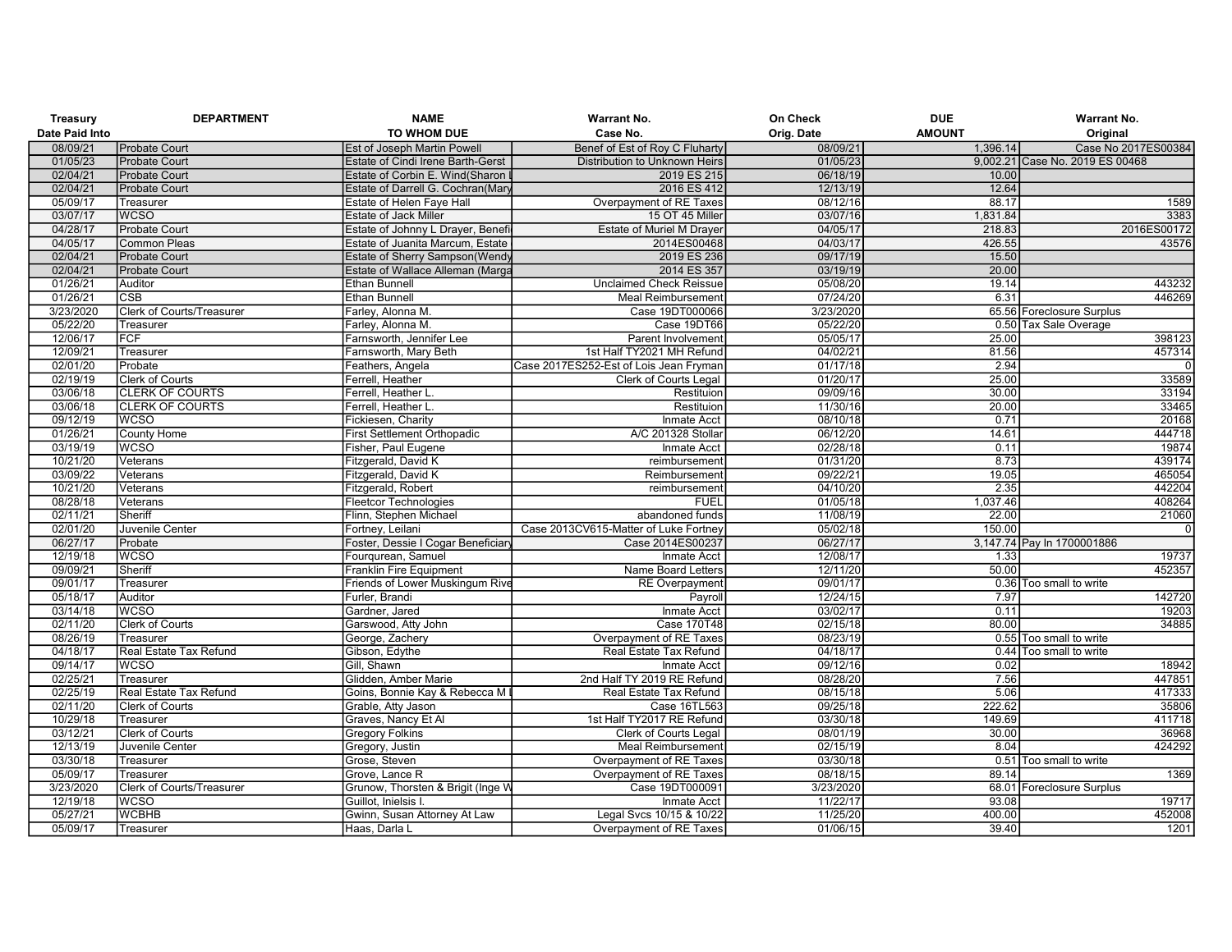| Treasury Date Paid Into | DEPARTMENT | NAME TO WHOM DUE | Warrant No. Case No. | On Check Orig. Date | DUE AMOUNT | Warrant No. Original |
|---|---|---|---|---|---|---|
| 08/09/21 | Probate Court | Est of Joseph Martin Powell | Benef of Est of Roy C Fluharty | 08/09/21 | 1,396.14 | Case No 2017ES00384 |
| 01/05/23 | Probate Court | Estate of Cindi Irene Barth-Gerst | Distribution to Unknown Heirs | 01/05/23 | 9,002.21 | Case No. 2019 ES 00468 |
| 02/04/21 | Probate Court | Estate of Corbin E. Wind(Sharon | 2019 ES 215 | 06/18/19 | 10.00 | |
| 02/04/21 | Probate Court | Estate of Darrell G. Cochran(Mary | 2016 ES 412 | 12/13/19 | 12.64 | |
| 05/09/17 | Treasurer | Estate of Helen Faye Hall | Overpayment of RE Taxes | 08/12/16 | 88.17 | 1589 |
| 03/07/17 | WCSO | Estate of Jack Miller | 15 OT 45 Miller | 03/07/16 | 1,831.84 | 3383 |
| 04/28/17 | Probate Court | Estate of Johnny L Drayer, Benefi | Estate of Muriel M Drayer | 04/05/17 | 218.83 | 2016ES00172 |
| 04/05/17 | Common Pleas | Estate of Juanita Marcum, Estate | 2014ES00468 | 04/03/17 | 426.55 | 43576 |
| 02/04/21 | Probate Court | Estate of Sherry Sampson(Wendy | 2019 ES 236 | 09/17/19 | 15.50 | |
| 02/04/21 | Probate Court | Estate of Wallace Alleman (Marga | 2014 ES 357 | 03/19/19 | 20.00 | |
| 01/26/21 | Auditor | Ethan Bunnell | Unclaimed Check Reissue | 05/08/20 | 19.14 | 443232 |
| 01/26/21 | CSB | Ethan Bunnell | Meal Reimbursement | 07/24/20 | 6.31 | 446269 |
| 3/23/2020 | Clerk of Courts/Treasurer | Farley, Alonna M. | Case 19DT000066 | 3/23/2020 | 65.56 | Foreclosure Surplus |
| 05/22/20 | Treasurer | Farley, Alonna M. | Case 19DT66 | 05/22/20 | 0.50 | Tax Sale Overage |
| 12/06/17 | FCF | Farnsworth, Jennifer Lee | Parent Involvement | 05/05/17 | 25.00 | 398123 |
| 12/09/21 | Treasurer | Farnsworth, Mary Beth | 1st Half TY2021 MH Refund | 04/02/21 | 81.56 | 457314 |
| 02/01/20 | Probate | Feathers, Angela | Case 2017ES252-Est of Lois Jean Fryman | 01/17/18 | 2.94 | 0 |
| 02/19/19 | Clerk of Courts | Ferrell, Heather | Clerk of Courts Legal | 01/20/17 | 25.00 | 33589 |
| 03/06/18 | CLERK OF COURTS | Ferrell, Heather L. | Restituion | 09/09/16 | 30.00 | 33194 |
| 03/06/18 | CLERK OF COURTS | Ferrell, Heather L. | Restituion | 11/30/16 | 20.00 | 33465 |
| 09/12/19 | WCSO | Fickiesen, Charity | Inmate Acct | 08/10/18 | 0.71 | 20168 |
| 01/26/21 | County Home | First Settlement Orthopadic | A/C 201328 Stollar | 06/12/20 | 14.61 | 444718 |
| 03/19/19 | WCSO | Fisher, Paul Eugene | Inmate Acct | 02/28/18 | 0.11 | 19874 |
| 10/21/20 | Veterans | Fitzgerald, David K | reimbursement | 01/31/20 | 8.73 | 439174 |
| 03/09/22 | Veterans | Fitzgerald, David K | Reimbursement | 09/22/21 | 19.05 | 465054 |
| 10/21/20 | Veterans | Fitzgerald, Robert | reimbursement | 04/10/20 | 2.35 | 442204 |
| 08/28/18 | Veterans | Fleetcor Technologies | FUEL | 01/05/18 | 1,037.46 | 408264 |
| 02/11/21 | Sheriff | Flinn, Stephen Michael | abandoned funds | 11/08/19 | 22.00 | 21060 |
| 02/01/20 | Juvenile Center | Fortney, Leilani | Case 2013CV615-Matter of Luke Fortney | 05/02/18 | 150.00 | 0 |
| 06/27/17 | Probate | Foster, Dessie I Cogar Beneficiary | Case 2014ES00237 | 06/27/17 | 3,147.74 | Pay In 1700001886 |
| 12/19/18 | WCSO | Fourqurean, Samuel | Inmate Acct | 12/08/17 | 1.33 | 19737 |
| 09/09/21 | Sheriff | Franklin Fire Equipment | Name Board Letters | 12/11/20 | 50.00 | 452357 |
| 09/01/17 | Treasurer | Friends of Lower Muskingum Rive | RE Overpayment | 09/01/17 | 0.36 | Too small to write |
| 05/18/17 | Auditor | Furler, Brandi | Payroll | 12/24/15 | 7.97 | 142720 |
| 03/14/18 | WCSO | Gardner, Jared | Inmate Acct | 03/02/17 | 0.11 | 19203 |
| 02/11/20 | Clerk of Courts | Garswood, Atty John | Case 170T48 | 02/15/18 | 80.00 | 34885 |
| 08/26/19 | Treasurer | George, Zachery | Overpayment of RE Taxes | 08/23/19 | 0.55 | Too small to write |
| 04/18/17 | Real Estate Tax Refund | Gibson, Edythe | Real Estate Tax Refund | 04/18/17 | 0.44 | Too small to write |
| 09/14/17 | WCSO | Gill, Shawn | Inmate Acct | 09/12/16 | 0.02 | 18942 |
| 02/25/21 | Treasurer | Glidden, Amber Marie | 2nd Half TY 2019 RE Refund | 08/28/20 | 7.56 | 447851 |
| 02/25/19 | Real Estate Tax Refund | Goins, Bonnie Kay & Rebecca M | Real Estate Tax Refund | 08/15/18 | 5.06 | 417333 |
| 02/11/20 | Clerk of Courts | Grable, Atty Jason | Case 16TL563 | 09/25/18 | 222.62 | 35806 |
| 10/29/18 | Treasurer | Graves, Nancy Et Al | 1st Half TY2017 RE Refund | 03/30/18 | 149.69 | 411718 |
| 03/12/21 | Clerk of Courts | Gregory Folkins | Clerk of Courts Legal | 08/01/19 | 30.00 | 36968 |
| 12/13/19 | Juvenile Center | Gregory, Justin | Meal Reimbursement | 02/15/19 | 8.04 | 424292 |
| 03/30/18 | Treasurer | Grose, Steven | Overpayment of RE Taxes | 03/30/18 | 0.51 | Too small to write |
| 05/09/17 | Treasurer | Grove, Lance R | Overpayment of RE Taxes | 08/18/15 | 89.14 | 1369 |
| 3/23/2020 | Clerk of Courts/Treasurer | Grunow, Thorsten & Brigit (Inge W | Case 19DT000091 | 3/23/2020 | 68.01 | Foreclosure Surplus |
| 12/19/18 | WCSO | Guillot, Inielsis I. | Inmate Acct | 11/22/17 | 93.08 | 19717 |
| 05/27/21 | WCBHB | Gwinn, Susan Attorney At Law | Legal Svcs 10/15 & 10/22 | 11/25/20 | 400.00 | 452008 |
| 05/09/17 | Treasurer | Haas, Darla L | Overpayment of RE Taxes | 01/06/15 | 39.40 | 1201 |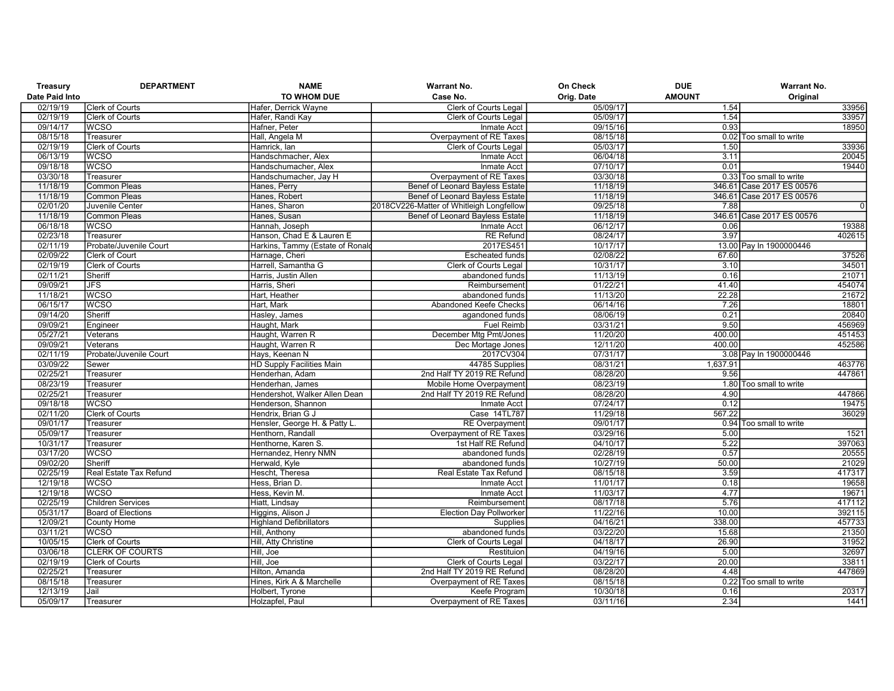| Treasury Date Paid Into | DEPARTMENT | NAME TO WHOM DUE | Warrant No. Case No. | On Check Orig. Date | DUE AMOUNT | Warrant No. Original |
|---|---|---|---|---|---|---|
| 02/19/19 | Clerk of Courts | Hafer, Derrick Wayne | Clerk of Courts Legal | 05/09/17 | 1.54 | 33956 |
| 02/19/19 | Clerk of Courts | Hafer, Randi Kay | Clerk of Courts Legal | 05/09/17 | 1.54 | 33957 |
| 09/14/17 | WCSO | Hafner, Peter | Inmate Acct | 09/15/16 | 0.93 | 18950 |
| 08/15/18 | Treasurer | Hall, Angela M | Overpayment of RE Taxes | 08/15/18 | 0.02 | Too small to write |
| 02/19/19 | Clerk of Courts | Hamrick, Ian | Clerk of Courts Legal | 05/03/17 | 1.50 | 33936 |
| 06/13/19 | WCSO | Handschmacher, Alex | Inmate Acct | 06/04/18 | 3.11 | 20045 |
| 09/18/18 | WCSO | Handschumacher, Alex | Inmate Acct | 07/10/17 | 0.01 | 19440 |
| 03/30/18 | Treasurer | Handschumacher, Jay H | Overpayment of RE Taxes | 03/30/18 | 0.33 | Too small to write |
| 11/18/19 | Common Pleas | Hanes, Perry | Benef of Leonard Bayless Estate | 11/18/19 | 346.61 | Case 2017 ES 00576 |
| 11/18/19 | Common Pleas | Hanes, Robert | Benef of Leonard Bayless Estate | 11/18/19 | 346.61 | Case 2017 ES 00576 |
| 02/01/20 | Juvenile Center | Hanes, Sharon | 2018CV226-Matter of Whitleigh Longfellow | 09/25/18 | 7.88 | 0 |
| 11/18/19 | Common Pleas | Hanes, Susan | Benef of Leonard Bayless Estate | 11/18/19 | 346.61 | Case 2017 ES 00576 |
| 06/18/18 | WCSO | Hannah, Joseph | Inmate Acct | 06/12/17 | 0.06 | 19388 |
| 02/23/18 | Treasurer | Hanson, Chad E & Lauren E | RE Refund | 08/24/17 | 3.97 | 402615 |
| 02/11/19 | Probate/Juvenile Court | Harkins, Tammy (Estate of Ronald | 2017ES451 | 10/17/17 | 13.00 | Pay In 1900000446 |
| 02/09/22 | Clerk of Court | Harnage, Cheri | Escheated funds | 02/08/22 | 67.60 | 37526 |
| 02/19/19 | Clerk of Courts | Harrell, Samantha G | Clerk of Courts Legal | 10/31/17 | 3.10 | 34501 |
| 02/11/21 | Sheriff | Harris, Justin Allen | abandoned funds | 11/13/19 | 0.16 | 21071 |
| 09/09/21 | JFS | Harris, Sheri | Reimbursement | 01/22/21 | 41.40 | 454074 |
| 11/18/21 | WCSO | Hart, Heather | abandoned funds | 11/13/20 | 22.28 | 21672 |
| 06/15/17 | WCSO | Hart, Mark | Abandoned Keefe Checks | 06/14/16 | 7.26 | 18801 |
| 09/14/20 | Sheriff | Hasley, James | agandoned funds | 08/06/19 | 0.21 | 20840 |
| 09/09/21 | Engineer | Haught, Mark | Fuel Reimb | 03/31/21 | 9.50 | 456969 |
| 05/27/21 | Veterans | Haught, Warren R | December Mtg Pmt/Jones | 11/20/20 | 400.00 | 451453 |
| 09/09/21 | Veterans | Haught, Warren R | Dec Mortage Jones | 12/11/20 | 400.00 | 452586 |
| 02/11/19 | Probate/Juvenile Court | Hays, Keenan N | 2017CV304 | 07/31/17 | 3.08 | Pay In 1900000446 |
| 03/09/22 | Sewer | HD Supply Facilities Main | 44785 Supplies | 08/31/21 | 1,637.91 | 463776 |
| 02/25/21 | Treasurer | Henderhan, Adam | 2nd Half TY 2019 RE Refund | 08/28/20 | 9.56 | 447861 |
| 08/23/19 | Treasurer | Henderhan, James | Mobile Home Overpayment | 08/23/19 | 1.80 | Too small to write |
| 02/25/21 | Treasurer | Hendershot, Walker Allen Dean | 2nd Half TY 2019 RE Refund | 08/28/20 | 4.90 | 447866 |
| 09/18/18 | WCSO | Henderson, Shannon | Inmate Acct | 07/24/17 | 0.12 | 19475 |
| 02/11/20 | Clerk of Courts | Hendrix, Brian G J | Case 14TL787 | 11/29/18 | 567.22 | 36029 |
| 09/01/17 | Treasurer | Hensler, George H. & Patty L. | RE Overpayment | 09/01/17 | 0.94 | Too small to write |
| 05/09/17 | Treasurer | Henthorn, Randall | Overpayment of RE Taxes | 03/29/16 | 5.00 | 1521 |
| 10/31/17 | Treasurer | Henthorne, Karen S. | 1st Half RE Refund | 04/10/17 | 5.22 | 397063 |
| 03/17/20 | WCSO | Hernandez, Henry NMN | abandoned funds | 02/28/19 | 0.57 | 20555 |
| 09/02/20 | Sheriff | Herwald, Kyle | abandoned funds | 10/27/19 | 50.00 | 21029 |
| 02/25/19 | Real Estate Tax Refund | Hescht, Theresa | Real Estate Tax Refund | 08/15/18 | 3.59 | 417317 |
| 12/19/18 | WCSO | Hess, Brian D. | Inmate Acct | 11/01/17 | 0.18 | 19658 |
| 12/19/18 | WCSO | Hess, Kevin M. | Inmate Acct | 11/03/17 | 4.77 | 19671 |
| 02/25/19 | Children Services | Hiatt, Lindsay | Reimbursement | 08/17/18 | 5.76 | 417112 |
| 05/31/17 | Board of Elections | Higgins, Alison J | Election Day Pollworker | 11/22/16 | 10.00 | 392115 |
| 12/09/21 | County Home | Highland Defibrillators | Supplies | 04/16/21 | 338.00 | 457733 |
| 03/11/21 | WCSO | Hill, Anthony | abandoned funds | 03/22/20 | 15.68 | 21350 |
| 10/05/15 | Clerk of Courts | Hill, Atty Christine | Clerk of Courts Legal | 04/18/17 | 26.90 | 31952 |
| 03/06/18 | CLERK OF COURTS | Hill, Joe | Restituion | 04/19/16 | 5.00 | 32697 |
| 02/19/19 | Clerk of Courts | Hill, Joe | Clerk of Courts Legal | 03/22/17 | 20.00 | 33811 |
| 02/25/21 | Treasurer | Hilton, Amanda | 2nd Half TY 2019 RE Refund | 08/28/20 | 4.48 | 447869 |
| 08/15/18 | Treasurer | Hines, Kirk A & Marchelle | Overpayment of RE Taxes | 08/15/18 | 0.22 | Too small to write |
| 12/13/19 | Jail | Holbert, Tyrone | Keefe Program | 10/30/18 | 0.16 | 20317 |
| 05/09/17 | Treasurer | Holzapfel, Paul | Overpayment of RE Taxes | 03/11/16 | 2.34 | 1441 |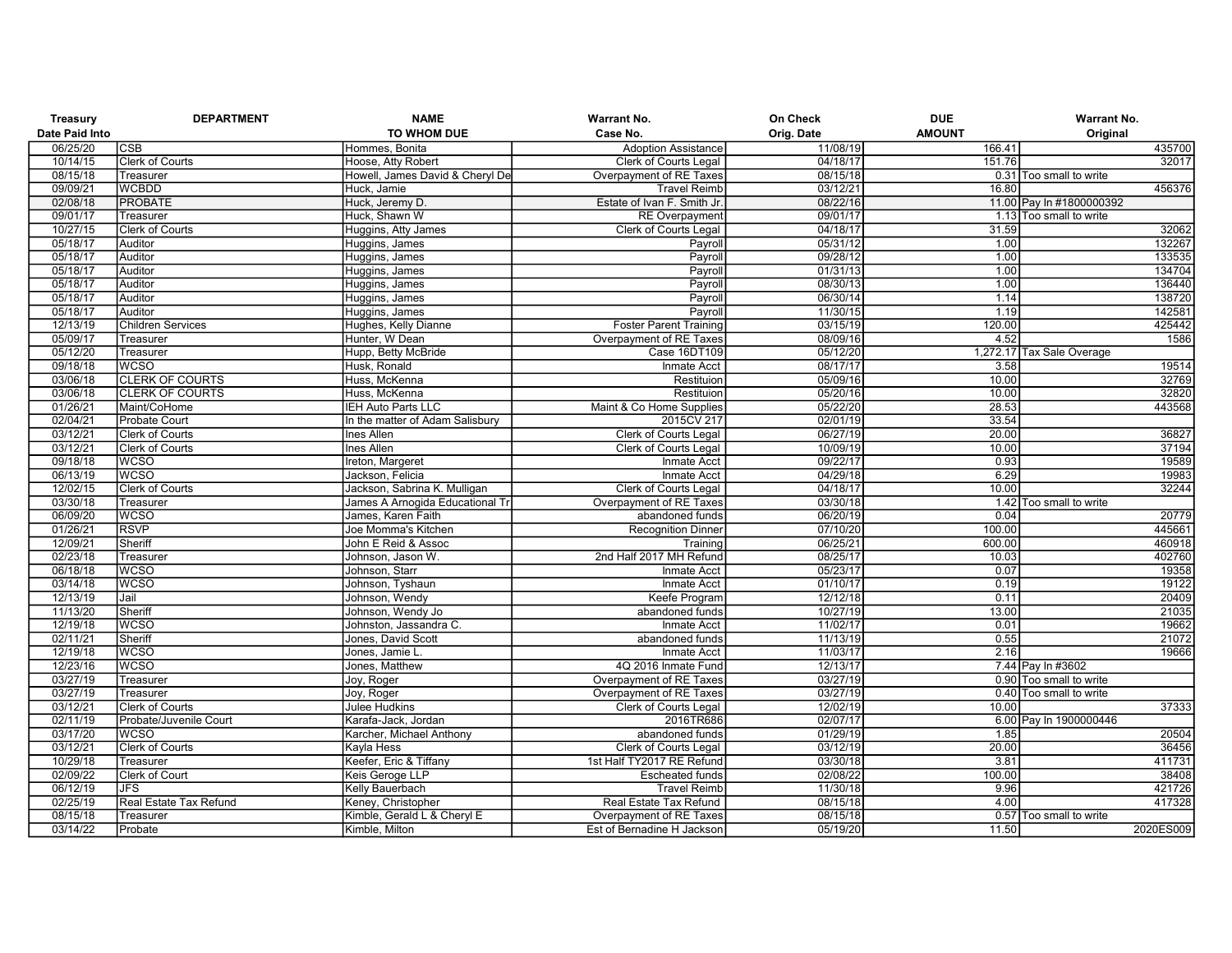| Treasury Date Paid Into | DEPARTMENT | NAME TO WHOM DUE | Warrant No. Case No. | On Check Orig. Date | DUE AMOUNT | Warrant No. Original |
|---|---|---|---|---|---|---|
| 06/25/20 | CSB | Hommes, Bonita | Adoption Assistance | 11/08/19 | 166.41 | 435700 |
| 10/14/15 | Clerk of Courts | Hoose, Atty Robert | Clerk of Courts Legal | 04/18/17 | 151.76 | 32017 |
| 08/15/18 | Treasurer | Howell, James David & Cheryl De | Overpayment of RE Taxes | 08/15/18 | 0.31 | Too small to write |
| 09/09/21 | WCBDD | Huck, Jamie | Travel Reimb | 03/12/21 | 16.80 | 456376 |
| 02/08/18 | PROBATE | Huck, Jeremy D. | Estate of Ivan F. Smith Jr. | 08/22/16 | 11.00 | Pay In #1800000392 |
| 09/01/17 | Treasurer | Huck, Shawn W | RE Overpayment | 09/01/17 | 1.13 | Too small to write |
| 10/27/15 | Clerk of Courts | Huggins, Atty James | Clerk of Courts Legal | 04/18/17 | 31.59 | 32062 |
| 05/18/17 | Auditor | Huggins, James | Payroll | 05/31/12 | 1.00 | 132267 |
| 05/18/17 | Auditor | Huggins, James | Payroll | 09/28/12 | 1.00 | 133535 |
| 05/18/17 | Auditor | Huggins, James | Payroll | 01/31/13 | 1.00 | 134704 |
| 05/18/17 | Auditor | Huggins, James | Payroll | 08/30/13 | 1.00 | 136440 |
| 05/18/17 | Auditor | Huggins, James | Payroll | 06/30/14 | 1.14 | 138720 |
| 05/18/17 | Auditor | Huggins, James | Payroll | 11/30/15 | 1.19 | 142581 |
| 12/13/19 | Children Services | Hughes, Kelly Dianne | Foster Parent Training | 03/15/19 | 120.00 | 425442 |
| 05/09/17 | Treasurer | Hunter, W Dean | Overpayment of RE Taxes | 08/09/16 | 4.52 | 1586 |
| 05/12/20 | Treasurer | Hupp, Betty McBride | Case 16DT109 | 05/12/20 | 1,272.17 | Tax Sale Overage |
| 09/18/18 | WCSO | Husk, Ronald | Inmate Acct | 08/17/17 | 3.58 | 19514 |
| 03/06/18 | CLERK OF COURTS | Huss, McKenna | Restituion | 05/09/16 | 10.00 | 32769 |
| 03/06/18 | CLERK OF COURTS | Huss, McKenna | Restituion | 05/20/16 | 10.00 | 32820 |
| 01/26/21 | Maint/CoHome | IEH Auto Parts LLC | Maint & Co Home Supplies | 05/22/20 | 28.53 | 443568 |
| 02/04/21 | Probate Court | In the matter of Adam Salisbury | 2015CV 217 | 02/01/19 | 33.54 | |
| 03/12/21 | Clerk of Courts | Ines Allen | Clerk of Courts Legal | 06/27/19 | 20.00 | 36827 |
| 03/12/21 | Clerk of Courts | Ines Allen | Clerk of Courts Legal | 10/09/19 | 10.00 | 37194 |
| 09/18/18 | WCSO | Ireton, Margeret | Inmate Acct | 09/22/17 | 0.93 | 19589 |
| 06/13/19 | WCSO | Jackson, Felicia | Inmate Acct | 04/29/18 | 6.29 | 19983 |
| 12/02/15 | Clerk of Courts | Jackson, Sabrina K. Mulligan | Clerk of Courts Legal | 04/18/17 | 10.00 | 32244 |
| 03/30/18 | Treasurer | James A Arnogida Educational Tr | Overpayment of RE Taxes | 03/30/18 | 1.42 | Too small to write |
| 06/09/20 | WCSO | James, Karen Faith | abandoned funds | 06/20/19 | 0.04 | 20779 |
| 01/26/21 | RSVP | Joe Momma's Kitchen | Recognition Dinner | 07/10/20 | 100.00 | 445661 |
| 12/09/21 | Sheriff | John E Reid & Assoc | Training | 06/25/21 | 600.00 | 460918 |
| 02/23/18 | Treasurer | Johnson, Jason W. | 2nd Half 2017 MH Refund | 08/25/17 | 10.03 | 402760 |
| 06/18/18 | WCSO | Johnson, Starr | Inmate Acct | 05/23/17 | 0.07 | 19358 |
| 03/14/18 | WCSO | Johnson, Tyshaun | Inmate Acct | 01/10/17 | 0.19 | 19122 |
| 12/13/19 | Jail | Johnson, Wendy | Keefe Program | 12/12/18 | 0.11 | 20409 |
| 11/13/20 | Sheriff | Johnson, Wendy Jo | abandoned funds | 10/27/19 | 13.00 | 21035 |
| 12/19/18 | WCSO | Johnston, Jassandra C. | Inmate Acct | 11/02/17 | 0.01 | 19662 |
| 02/11/21 | Sheriff | Jones, David Scott | abandoned funds | 11/13/19 | 0.55 | 21072 |
| 12/19/18 | WCSO | Jones, Jamie L. | Inmate Acct | 11/03/17 | 2.16 | 19666 |
| 12/23/16 | WCSO | Jones, Matthew | 4Q 2016 Inmate Fund | 12/13/17 | 7.44 | Pay In #3602 |
| 03/27/19 | Treasurer | Joy, Roger | Overpayment of RE Taxes | 03/27/19 | 0.90 | Too small to write |
| 03/27/19 | Treasurer | Joy, Roger | Overpayment of RE Taxes | 03/27/19 | 0.40 | Too small to write |
| 03/12/21 | Clerk of Courts | Julee Hudkins | Clerk of Courts Legal | 12/02/19 | 10.00 | 37333 |
| 02/11/19 | Probate/Juvenile Court | Karafa-Jack, Jordan | 2016TR686 | 02/07/17 | 6.00 | Pay In 1900000446 |
| 03/17/20 | WCSO | Karcher, Michael Anthony | abandoned funds | 01/29/19 | 1.85 | 20504 |
| 03/12/21 | Clerk of Courts | Kayla Hess | Clerk of Courts Legal | 03/12/19 | 20.00 | 36456 |
| 10/29/18 | Treasurer | Keefer, Eric & Tiffany | 1st Half TY2017 RE Refund | 03/30/18 | 3.81 | 411731 |
| 02/09/22 | Clerk of Court | Keis Geroge LLP | Escheated funds | 02/08/22 | 100.00 | 38408 |
| 06/12/19 | JFS | Kelly Bauerbach | Travel Reimb | 11/30/18 | 9.96 | 421726 |
| 02/25/19 | Real Estate Tax Refund | Keney, Christopher | Real Estate Tax Refund | 08/15/18 | 4.00 | 417328 |
| 08/15/18 | Treasurer | Kimble, Gerald L & Cheryl E | Overpayment of RE Taxes | 08/15/18 | 0.57 | Too small to write |
| 03/14/22 | Probate | Kimble, Milton | Est of Bernadine H Jackson | 05/19/20 | 11.50 | 2020ES009 |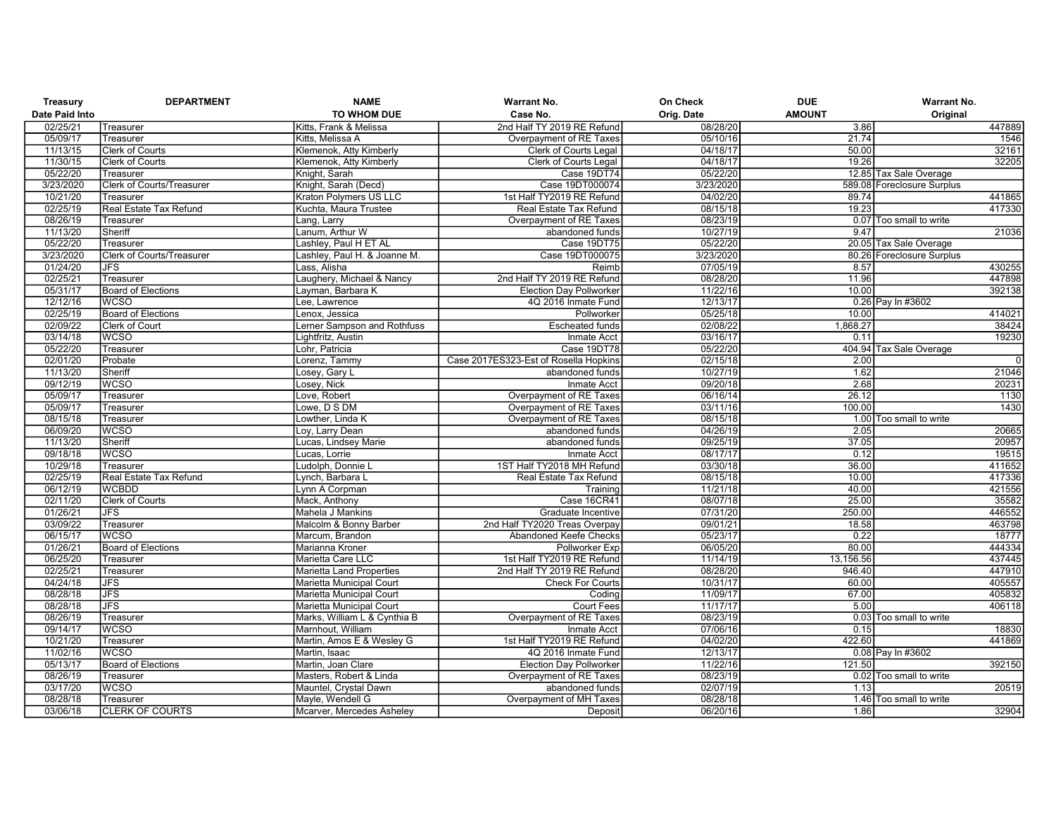| Treasury Date Paid Into | DEPARTMENT | NAME TO WHOM DUE | Warrant No. Case No. | On Check Orig. Date | DUE AMOUNT | Warrant No. Original |
|---|---|---|---|---|---|---|
| 02/25/21 | Treasurer | Kitts, Frank & Melissa | 2nd Half TY 2019 RE Refund | 08/28/20 | 3.86 | 447889 |
| 05/09/17 | Treasurer | Kitts, Melissa A | Overpayment of RE Taxes | 05/10/16 | 21.74 | 1546 |
| 11/13/15 | Clerk of Courts | Klemenok, Atty Kimberly | Clerk of Courts Legal | 04/18/17 | 50.00 | 32161 |
| 11/30/15 | Clerk of Courts | Klemenok, Atty Kimberly | Clerk of Courts Legal | 04/18/17 | 19.26 | 32205 |
| 05/22/20 | Treasurer | Knight, Sarah | Case 19DT74 | 05/22/20 | 12.85 | Tax Sale Overage |
| 3/23/2020 | Clerk of Courts/Treasurer | Knight, Sarah (Decd) | Case 19DT000074 | 3/23/2020 | 589.08 | Foreclosure Surplus |
| 10/21/20 | Treasurer | Kraton Polymers US LLC | 1st Half TY2019 RE Refund | 04/02/20 | 89.74 | 441865 |
| 02/25/19 | Real Estate Tax Refund | Kuchta, Maura Trustee | Real Estate Tax Refund | 08/15/18 | 19.23 | 417330 |
| 08/26/19 | Treasurer | Lang, Larry | Overpayment of RE Taxes | 08/23/19 | 0.07 | Too small to write |
| 11/13/20 | Sheriff | Lanum, Arthur W | abandoned funds | 10/27/19 | 9.47 | 21036 |
| 05/22/20 | Treasurer | Lashley, Paul H ET AL | Case 19DT75 | 05/22/20 | 20.05 | Tax Sale Overage |
| 3/23/2020 | Clerk of Courts/Treasurer | Lashley, Paul H. & Joanne M. | Case 19DT000075 | 3/23/2020 | 80.26 | Foreclosure Surplus |
| 01/24/20 | JFS | Lass, Alisha | Reimb | 07/05/19 | 8.57 | 430255 |
| 02/25/21 | Treasurer | Laughery, Michael & Nancy | 2nd Half TY 2019 RE Refund | 08/28/20 | 11.96 | 447898 |
| 05/31/17 | Board of Elections | Layman, Barbara K | Election Day Pollworker | 11/22/16 | 10.00 | 392138 |
| 12/12/16 | WCSO | Lee, Lawrence | 4Q 2016 Inmate Fund | 12/13/17 | 0.26 | Pay In #3602 |
| 02/25/19 | Board of Elections | Lenox, Jessica | Pollworker | 05/25/18 | 10.00 | 414021 |
| 02/09/22 | Clerk of Court | Lerner Sampson and Rothfuss | Escheated funds | 02/08/22 | 1,868.27 | 38424 |
| 03/14/18 | WCSO | Lightfritz, Austin | Inmate Acct | 03/16/17 | 0.11 | 19230 |
| 05/22/20 | Treasurer | Lohr, Patricia | Case 19DT78 | 05/22/20 | 404.94 | Tax Sale Overage |
| 02/01/20 | Probate | Lorenz, Tammy | Case 2017ES323-Est of Rosella Hopkins | 02/15/18 | 2.00 | 0 |
| 11/13/20 | Sheriff | Losey, Gary L | abandoned funds | 10/27/19 | 1.62 | 21046 |
| 09/12/19 | WCSO | Losey, Nick | Inmate Acct | 09/20/18 | 2.68 | 20231 |
| 05/09/17 | Treasurer | Love, Robert | Overpayment of RE Taxes | 06/16/14 | 26.12 | 1130 |
| 05/09/17 | Treasurer | Lowe, D S DM | Overpayment of RE Taxes | 03/11/16 | 100.00 | 1430 |
| 08/15/18 | Treasurer | Lowther, Linda K | Overpayment of RE Taxes | 08/15/18 | 1.00 | Too small to write |
| 06/09/20 | WCSO | Loy, Larry Dean | abandoned funds | 04/26/19 | 2.05 | 20665 |
| 11/13/20 | Sheriff | Lucas, Lindsey Marie | abandoned funds | 09/25/19 | 37.05 | 20957 |
| 09/18/18 | WCSO | Lucas, Lorrie | Inmate Acct | 08/17/17 | 0.12 | 19515 |
| 10/29/18 | Treasurer | Ludolph, Donnie L | 1ST Half TY2018 MH Refund | 03/30/18 | 36.00 | 411652 |
| 02/25/19 | Real Estate Tax Refund | Lynch, Barbara L | Real Estate Tax Refund | 08/15/18 | 10.00 | 417336 |
| 06/12/19 | WCBDD | Lynn A Corpman | Training | 11/21/18 | 40.00 | 421556 |
| 02/11/20 | Clerk of Courts | Mack, Anthony | Case 16CR41 | 08/07/18 | 25.00 | 35582 |
| 01/26/21 | JFS | Mahela J Mankins | Graduate Incentive | 07/31/20 | 250.00 | 446552 |
| 03/09/22 | Treasurer | Malcolm & Bonny Barber | 2nd Half TY2020 Treas Overpay | 09/01/21 | 18.58 | 463798 |
| 06/15/17 | WCSO | Marcum, Brandon | Abandoned Keefe Checks | 05/23/17 | 0.22 | 18777 |
| 01/26/21 | Board of Elections | Marianna Kroner | Pollworker Exp | 06/05/20 | 80.00 | 444334 |
| 06/25/20 | Treasurer | Marietta Care LLC | 1st Half TY2019 RE Refund | 11/14/19 | 13,156.56 | 437445 |
| 02/25/21 | Treasurer | Marietta Land Properties | 2nd Half TY 2019 RE Refund | 08/28/20 | 946.40 | 447910 |
| 04/24/18 | JFS | Marietta Municipal Court | Check For Courts | 10/31/17 | 60.00 | 405557 |
| 08/28/18 | JFS | Marietta Municipal Court | Coding | 11/09/17 | 67.00 | 405832 |
| 08/28/18 | JFS | Marietta Municipal Court | Court Fees | 11/17/17 | 5.00 | 406118 |
| 08/26/19 | Treasurer | Marks, William L & Cynthia B | Overpayment of RE Taxes | 08/23/19 | 0.03 | Too small to write |
| 09/14/17 | WCSO | Marnhout, William | Inmate Acct | 07/06/16 | 0.15 | 18830 |
| 10/21/20 | Treasurer | Martin, Amos E & Wesley G | 1st Half TY2019 RE Refund | 04/02/20 | 422.60 | 441869 |
| 11/02/16 | WCSO | Martin, Isaac | 4Q 2016 Inmate Fund | 12/13/17 | 0.08 | Pay In #3602 |
| 05/13/17 | Board of Elections | Martin, Joan Clare | Election Day Pollworker | 11/22/16 | 121.50 | 392150 |
| 08/26/19 | Treasurer | Masters, Robert & Linda | Overpayment of RE Taxes | 08/23/19 | 0.02 | Too small to write |
| 03/17/20 | WCSO | Mauntel, Crystal Dawn | abandoned funds | 02/07/19 | 1.13 | 20519 |
| 08/28/18 | Treasurer | Mayle, Wendell G | Overpayment of MH Taxes | 08/28/18 | 1.46 | Too small to write |
| 03/06/18 | CLERK OF COURTS | Mcarver, Mercedes Asheley | Deposit | 06/20/16 | 1.86 | 32904 |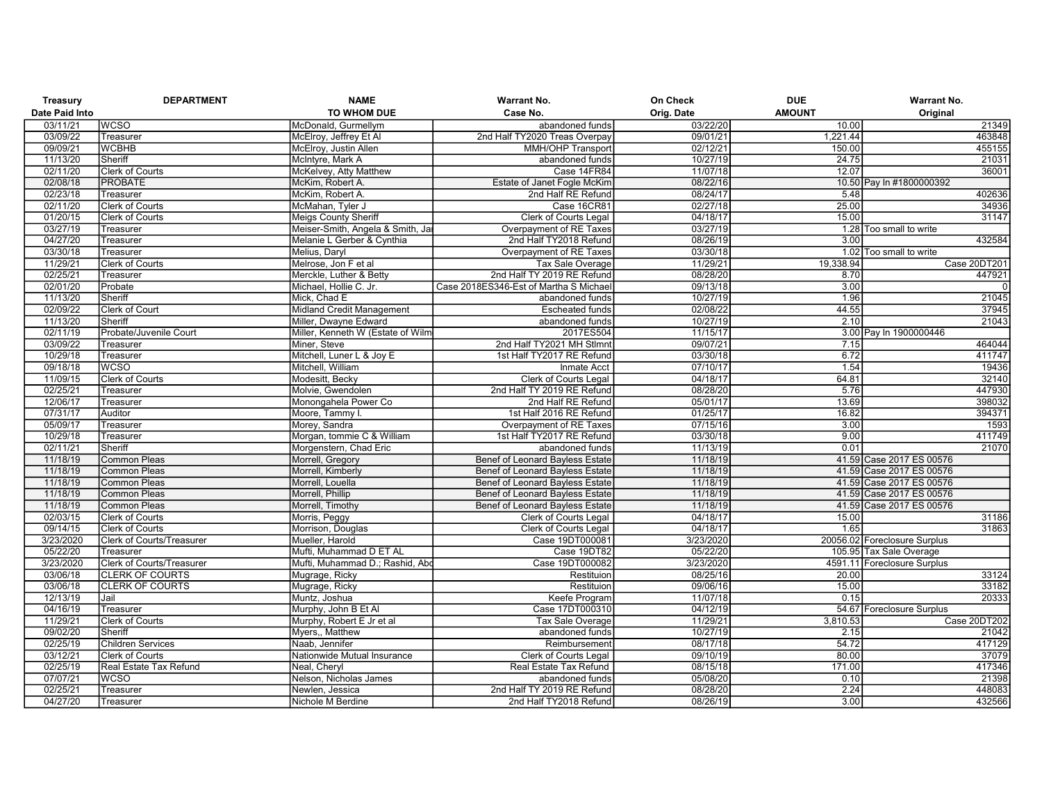| Treasury Date Paid Into | DEPARTMENT | NAME TO WHOM DUE | Warrant No. Case No. | On Check Orig. Date | DUE AMOUNT | Warrant No. Original |
|---|---|---|---|---|---|---|
| 03/11/21 | WCSO | McDonald, Gurmellym | abandoned funds | 03/22/20 | 10.00 | 21349 |
| 03/09/22 | Treasurer | McElroy, Jeffrey Et Al | 2nd Half TY2020 Treas Overpay | 09/01/21 | 1,221.44 | 463848 |
| 09/09/21 | WCBHB | McElroy, Justin Allen | MMH/OHP Transport | 02/12/21 | 150.00 | 455155 |
| 11/13/20 | Sheriff | McIntyre, Mark A | abandoned funds | 10/27/19 | 24.75 | 21031 |
| 02/11/20 | Clerk of Courts | McKelvey, Atty Matthew | Case 14FR84 | 11/07/18 | 12.07 | 36001 |
| 02/08/18 | PROBATE | McKim, Robert A. | Estate of Janet Fogle McKim | 08/22/16 | 10.50 | Pay In #1800000392 |
| 02/23/18 | Treasurer | McKim, Robert A. | 2nd Half RE Refund | 08/24/17 | 5.48 | 402636 |
| 02/11/20 | Clerk of Courts | McMahan, Tyler J | Case 16CR81 | 02/27/18 | 25.00 | 34936 |
| 01/20/15 | Clerk of Courts | Meigs County Sheriff | Clerk of Courts Legal | 04/18/17 | 15.00 | 31147 |
| 03/27/19 | Treasurer | Meiser-Smith, Angela & Smith, Ja | Overpayment of RE Taxes | 03/27/19 | 1.28 | Too small to write |
| 04/27/20 | Treasurer | Melanie L Gerber & Cynthia | 2nd Half TY2018 Refund | 08/26/19 | 3.00 | 432584 |
| 03/30/18 | Treasurer | Melius, Daryl | Overpayment of RE Taxes | 03/30/18 | 1.02 | Too small to write |
| 11/29/21 | Clerk of Courts | Melrose, Jon F et al | Tax Sale Overage | 11/29/21 | 19,338.94 | Case 20DT201 |
| 02/25/21 | Treasurer | Merckle, Luther & Betty | 2nd Half TY 2019 RE Refund | 08/28/20 | 8.70 | 447921 |
| 02/01/20 | Probate | Michael, Hollie C. Jr. | Case 2018ES346-Est of Martha S Michael | 09/13/18 | 3.00 | 0 |
| 11/13/20 | Sheriff | Mick, Chad E | abandoned funds | 10/27/19 | 1.96 | 21045 |
| 02/09/22 | Clerk of Court | Midland Credit Management | Escheated funds | 02/08/22 | 44.55 | 37945 |
| 11/13/20 | Sheriff | Miller, Dwayne Edward | abandoned funds | 10/27/19 | 2.10 | 21043 |
| 02/11/19 | Probate/Juvenile Court | Miller, Kenneth W (Estate of Wilm | 2017ES504 | 11/15/17 | 3.00 | Pay In 1900000446 |
| 03/09/22 | Treasurer | Miner, Steve | 2nd Half TY2021 MH Stlmnt | 09/07/21 | 7.15 | 464044 |
| 10/29/18 | Treasurer | Mitchell, Luner L & Joy E | 1st Half TY2017 RE Refund | 03/30/18 | 6.72 | 411747 |
| 09/18/18 | WCSO | Mitchell, William | Inmate Acct | 07/10/17 | 1.54 | 19436 |
| 11/09/15 | Clerk of Courts | Modesitt, Becky | Clerk of Courts Legal | 04/18/17 | 64.81 | 32140 |
| 02/25/21 | Treasurer | Molvie, Gwendolen | 2nd Half TY 2019 RE Refund | 08/28/20 | 5.76 | 447930 |
| 12/06/17 | Treasurer | Monongahela Power Co | 2nd Half RE Refund | 05/01/17 | 13.69 | 398032 |
| 07/31/17 | Auditor | Moore, Tammy I. | 1st Half 2016 RE Refund | 01/25/17 | 16.82 | 394371 |
| 05/09/17 | Treasurer | Morey, Sandra | Overpayment of RE Taxes | 07/15/16 | 3.00 | 1593 |
| 10/29/18 | Treasurer | Morgan, tommie C & William | 1st Half TY2017 RE Refund | 03/30/18 | 9.00 | 411749 |
| 02/11/21 | Sheriff | Morgenstern, Chad Eric | abandoned funds | 11/13/19 | 0.01 | 21070 |
| 11/18/19 | Common Pleas | Morrell, Gregory | Benef of Leonard Bayless Estate | 11/18/19 | 41.59 | Case 2017 ES 00576 |
| 11/18/19 | Common Pleas | Morrell, Kimberly | Benef of Leonard Bayless Estate | 11/18/19 | 41.59 | Case 2017 ES 00576 |
| 11/18/19 | Common Pleas | Morrell, Louella | Benef of Leonard Bayless Estate | 11/18/19 | 41.59 | Case 2017 ES 00576 |
| 11/18/19 | Common Pleas | Morrell, Phillip | Benef of Leonard Bayless Estate | 11/18/19 | 41.59 | Case 2017 ES 00576 |
| 11/18/19 | Common Pleas | Morrell, Timothy | Benef of Leonard Bayless Estate | 11/18/19 | 41.59 | Case 2017 ES 00576 |
| 02/03/15 | Clerk of Courts | Morris, Peggy | Clerk of Courts Legal | 04/18/17 | 15.00 | 31186 |
| 09/14/15 | Clerk of Courts | Morrison, Douglas | Clerk of Courts Legal | 04/18/17 | 1.65 | 31863 |
| 3/23/2020 | Clerk of Courts/Treasurer | Mueller, Harold | Case 19DT000081 | 3/23/2020 | 20056.02 | Foreclosure Surplus |
| 05/22/20 | Treasurer | Mufti, Muhammad D ET AL | Case 19DT82 | 05/22/20 | 105.95 | Tax Sale Overage |
| 3/23/2020 | Clerk of Courts/Treasurer | Mufti, Muhammad D.; Rashid, Abd | Case 19DT000082 | 3/23/2020 | 4591.11 | Foreclosure Surplus |
| 03/06/18 | CLERK OF COURTS | Mugrage, Ricky | Restituion | 08/25/16 | 20.00 | 33124 |
| 03/06/18 | CLERK OF COURTS | Mugrage, Ricky | Restituion | 09/06/16 | 15.00 | 33182 |
| 12/13/19 | Jail | Muntz, Joshua | Keefe Program | 11/07/18 | 0.15 | 20333 |
| 04/16/19 | Treasurer | Murphy, John B Et Al | Case 17DT000310 | 04/12/19 | 54.67 | Foreclosure Surplus |
| 11/29/21 | Clerk of Courts | Murphy, Robert E Jr et al | Tax Sale Overage | 11/29/21 | 3,810.53 | Case 20DT202 |
| 09/02/20 | Sheriff | Myers,, Matthew | abandoned funds | 10/27/19 | 2.15 | 21042 |
| 02/25/19 | Children Services | Naab, Jennifer | Reimbursement | 08/17/18 | 54.72 | 417129 |
| 03/12/21 | Clerk of Courts | Nationwide Mutual Insurance | Clerk of Courts Legal | 09/10/19 | 80.00 | 37079 |
| 02/25/19 | Real Estate Tax Refund | Neal, Cheryl | Real Estate Tax Refund | 08/15/18 | 171.00 | 417346 |
| 07/07/21 | WCSO | Nelson, Nicholas James | abandoned funds | 05/08/20 | 0.10 | 21398 |
| 02/25/21 | Treasurer | Newlen, Jessica | 2nd Half TY 2019 RE Refund | 08/28/20 | 2.24 | 448083 |
| 04/27/20 | Treasurer | Nichole M Berdine | 2nd Half TY2018 Refund | 08/26/19 | 3.00 | 432566 |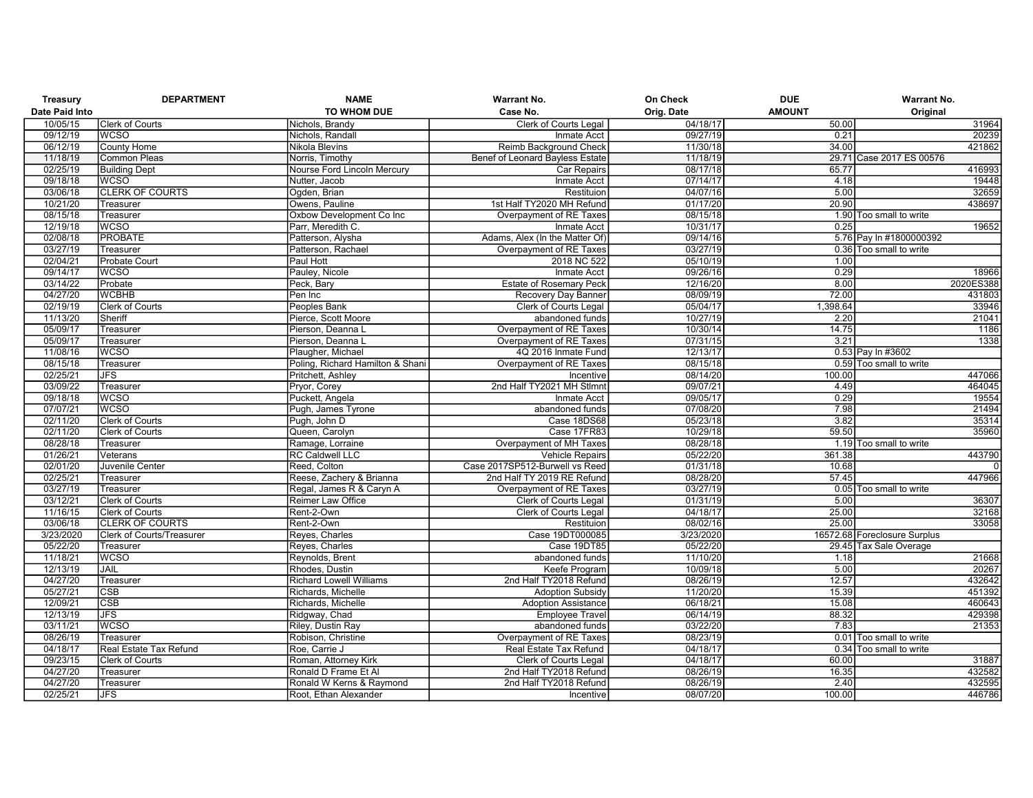| Treasury Date Paid Into | DEPARTMENT | NAME TO WHOM DUE | Warrant No. Case No. | On Check Orig. Date | DUE AMOUNT | Warrant No. Original |
|---|---|---|---|---|---|---|
| 10/05/15 | Clerk of Courts | Nichols, Brandy | Clerk of Courts Legal | 04/18/17 | 50.00 | 31964 |
| 09/12/19 | WCSO | Nichols, Randall | Inmate Acct | 09/27/19 | 0.21 | 20239 |
| 06/12/19 | County Home | Nikola Blevins | Reimb Background Check | 11/30/18 | 34.00 | 421862 |
| 11/18/19 | Common Pleas | Norris, Timothy | Benef of Leonard Bayless Estate | 11/18/19 | 29.71 | Case 2017 ES 00576 |
| 02/25/19 | Building Dept | Nourse Ford Lincoln Mercury | Car Repairs | 08/17/18 | 65.77 | 416993 |
| 09/18/18 | WCSO | Nutter, Jacob | Inmate Acct | 07/14/17 | 4.18 | 19448 |
| 03/06/18 | CLERK OF COURTS | Ogden, Brian | Restituion | 04/07/16 | 5.00 | 32659 |
| 10/21/20 | Treasurer | Owens, Pauline | 1st Half TY2020 MH Refund | 01/17/20 | 20.90 | 438697 |
| 08/15/18 | Treasurer | Oxbow Development Co Inc | Overpayment of RE Taxes | 08/15/18 | 1.90 | Too small to write |
| 12/19/18 | WCSO | Parr, Meredith C. | Inmate Acct | 10/31/17 | 0.25 | 19652 |
| 02/08/18 | PROBATE | Patterson, Alysha | Adams, Alex (In the Matter Of) | 09/14/16 | 5.76 | Pay In #1800000392 |
| 03/27/19 | Treasurer | Patterson, Rachael | Overpayment of RE Taxes | 03/27/19 | 0.36 | Too small to write |
| 02/04/21 | Probate Court | Paul Hott | 2018 NC 522 | 05/10/19 | 1.00 | |
| 09/14/17 | WCSO | Pauley, Nicole | Inmate Acct | 09/26/16 | 0.29 | 18966 |
| 03/14/22 | Probate | Peck, Bary | Estate of Rosemary Peck | 12/16/20 | 8.00 | 2020ES388 |
| 04/27/20 | WCBHB | Pen Inc | Recovery Day Banner | 08/09/19 | 72.00 | 431803 |
| 02/19/19 | Clerk of Courts | Peoples Bank | Clerk of Courts Legal | 05/04/17 | 1,398.64 | 33946 |
| 11/13/20 | Sheriff | Pierce, Scott Moore | abandoned funds | 10/27/19 | 2.20 | 21041 |
| 05/09/17 | Treasurer | Pierson, Deanna L | Overpayment of RE Taxes | 10/30/14 | 14.75 | 1186 |
| 05/09/17 | Treasurer | Pierson, Deanna L | Overpayment of RE Taxes | 07/31/15 | 3.21 | 1338 |
| 11/08/16 | WCSO | Plaugher, Michael | 4Q 2016 Inmate Fund | 12/13/17 | 0.53 | Pay In #3602 |
| 08/15/18 | Treasurer | Poling, Richard Hamilton & Shani | Overpayment of RE Taxes | 08/15/18 | 0.59 | Too small to write |
| 02/25/21 | JFS | Pritchett, Ashley | Incentive | 08/14/20 | 100.00 | 447066 |
| 03/09/22 | Treasurer | Pryor, Corey | 2nd Half TY2021 MH Stlmnt | 09/07/21 | 4.49 | 464045 |
| 09/18/18 | WCSO | Puckett, Angela | Inmate Acct | 09/05/17 | 0.29 | 19554 |
| 07/07/21 | WCSO | Pugh, James Tyrone | abandoned funds | 07/08/20 | 7.98 | 21494 |
| 02/11/20 | Clerk of Courts | Pugh, John D | Case 18DS68 | 05/23/18 | 3.82 | 35314 |
| 02/11/20 | Clerk of Courts | Queen, Carolyn | Case 17FR83 | 10/29/18 | 59.50 | 35960 |
| 08/28/18 | Treasurer | Ramage, Lorraine | Overpayment of MH Taxes | 08/28/18 | 1.19 | Too small to write |
| 01/26/21 | Veterans | RC Caldwell LLC | Vehicle Repairs | 05/22/20 | 361.38 | 443790 |
| 02/01/20 | Juvenile Center | Reed, Colton | Case 2017SP512-Burwell vs Reed | 01/31/18 | 10.68 | 0 |
| 02/25/21 | Treasurer | Reese, Zachery & Brianna | 2nd Half TY 2019 RE Refund | 08/28/20 | 57.45 | 447966 |
| 03/27/19 | Treasurer | Regal, James R & Caryn A | Overpayment of RE Taxes | 03/27/19 | 0.05 | Too small to write |
| 03/12/21 | Clerk of Courts | Reimer Law Office | Clerk of Courts Legal | 01/31/19 | 5.00 | 36307 |
| 11/16/15 | Clerk of Courts | Rent-2-Own | Clerk of Courts Legal | 04/18/17 | 25.00 | 32168 |
| 03/06/18 | CLERK OF COURTS | Rent-2-Own | Restituion | 08/02/16 | 25.00 | 33058 |
| 3/23/2020 | Clerk of Courts/Treasurer | Reyes, Charles | Case 19DT000085 | 3/23/2020 | 16572.68 | Foreclosure Surplus |
| 05/22/20 | Treasurer | Reyes, Charles | Case 19DT85 | 05/22/20 | 29.45 | Tax Sale Overage |
| 11/18/21 | WCSO | Reynolds, Brent | abandoned funds | 11/10/20 | 1.18 | 21668 |
| 12/13/19 | JAIL | Rhodes, Dustin | Keefe Program | 10/09/18 | 5.00 | 20267 |
| 04/27/20 | Treasurer | Richard Lowell Williams | 2nd Half TY2018 Refund | 08/26/19 | 12.57 | 432642 |
| 05/27/21 | CSB | Richards, Michelle | Adoption Subsidy | 11/20/20 | 15.39 | 451392 |
| 12/09/21 | CSB | Richards, Michelle | Adoption Assistance | 06/18/21 | 15.08 | 460643 |
| 12/13/19 | JFS | Ridgway, Chad | Employee Travel | 06/14/19 | 88.32 | 429398 |
| 03/11/21 | WCSO | Riley, Dustin Ray | abandoned funds | 03/22/20 | 7.83 | 21353 |
| 08/26/19 | Treasurer | Robison, Christine | Overpayment of RE Taxes | 08/23/19 | 0.01 | Too small to write |
| 04/18/17 | Real Estate Tax Refund | Roe, Carrie J | Real Estate Tax Refund | 04/18/17 | 0.34 | Too small to write |
| 09/23/15 | Clerk of Courts | Roman, Attorney Kirk | Clerk of Courts Legal | 04/18/17 | 60.00 | 31887 |
| 04/27/20 | Treasurer | Ronald D Frame Et Al | 2nd Half TY2018 Refund | 08/26/19 | 16.35 | 432582 |
| 04/27/20 | Treasurer | Ronald W Kerns & Raymond | 2nd Half TY2018 Refund | 08/26/19 | 2.40 | 432595 |
| 02/25/21 | JFS | Root, Ethan Alexander | Incentive | 08/07/20 | 100.00 | 446786 |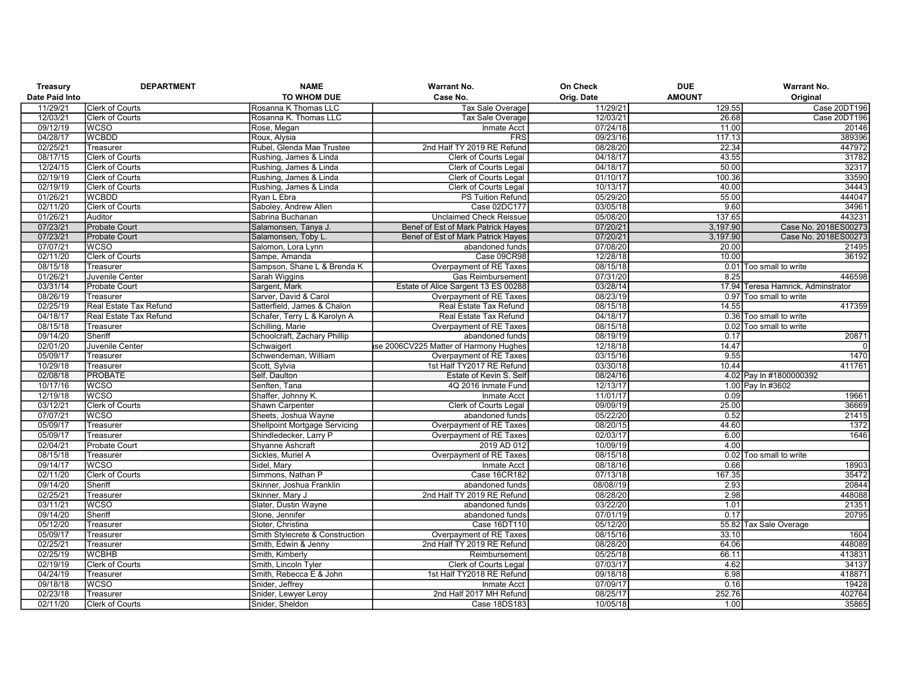| Treasury Date Paid Into | DEPARTMENT | NAME TO WHOM DUE | Warrant No. Case No. | On Check Orig. Date | DUE AMOUNT | Warrant No. Original |
|---|---|---|---|---|---|---|
| 11/29/21 | Clerk of Courts | Rosanna K Thomas LLC | Tax Sale Overage | 11/29/21 | 129.55 | Case 20DT196 |
| 12/03/21 | Clerk of Courts | Rosanna K. Thomas LLC | Tax Sale Overage | 12/03/21 | 26.68 | Case 20DT196 |
| 09/12/19 | WCSO | Rose, Megan | Inmate Acct | 07/24/18 | 11.00 | 20146 |
| 04/28/17 | WCBDD | Roux, Alysia | FRS | 09/23/16 | 117.13 | 389396 |
| 02/25/21 | Treasurer | Rubel, Glenda Mae Trustee | 2nd Half TY 2019 RE Refund | 08/28/20 | 22.34 | 447972 |
| 08/17/15 | Clerk of Courts | Rushing, James & Linda | Clerk of Courts Legal | 04/18/17 | 43.55 | 31782 |
| 12/24/15 | Clerk of Courts | Rushing, James & Linda | Clerk of Courts Legal | 04/18/17 | 50.00 | 32317 |
| 02/19/19 | Clerk of Courts | Rushing, James & Linda | Clerk of Courts Legal | 01/10/17 | 100.36 | 33590 |
| 02/19/19 | Clerk of Courts | Rushing, James & Linda | Clerk of Courts Legal | 10/13/17 | 40.00 | 34443 |
| 01/26/21 | WCBDD | Ryan L Ebra | PS Tuition Refund | 05/29/20 | 55.00 | 444047 |
| 02/11/20 | Clerk of Courts | Saboley, Andrew Allen | Case 02DC177 | 03/05/18 | 9.60 | 34961 |
| 01/26/21 | Auditor | Sabrina Buchanan | Unclaimed Check Reissue | 05/08/20 | 137.65 | 443231 |
| 07/23/21 | Probate Court | Salamonsen, Tanya J. | Benef of Est of Mark Patrick Hayes | 07/20/21 | 3,197.90 | Case No. 2018ES00273 |
| 07/23/21 | Probate Court | Salamonsen, Toby L. | Benef of Est of Mark Patrick Hayes | 07/20/21 | 3,197.90 | Case No. 2018ES00273 |
| 07/07/21 | WCSO | Salomon, Lora Lynn | abandoned funds | 07/08/20 | 20.00 | 21495 |
| 02/11/20 | Clerk of Courts | Sampe, Amanda | Case 09CR98 | 12/28/18 | 10.00 | 36192 |
| 08/15/18 | Treasurer | Sampson, Shane L & Brenda K | Overpayment of RE Taxes | 08/15/18 | 0.01 | Too small to write |
| 01/26/21 | Juvenile Center | Sarah Wiggins | Gas Reimbursement | 07/31/20 | 8.25 | 446598 |
| 03/31/14 | Probate Court | Sargent, Mark | Estate of Alice Sargent 13 ES 00288 | 03/28/14 | 17.94 | Teresa Hamrick, Adminstrator |
| 08/26/19 | Treasurer | Sarver, David & Carol | Overpayment of RE Taxes | 08/23/19 | 0.97 | Too small to write |
| 02/25/19 | Real Estate Tax Refund | Satterfield, James & Chalon | Real Estate Tax Refund | 08/15/18 | 14.55 | 417359 |
| 04/18/17 | Real Estate Tax Refund | Schafer, Terry L & Karolyn A | Real Estate Tax Refund | 04/18/17 | 0.36 | Too small to write |
| 08/15/18 | Treasurer | Schilling, Marie | Overpayment of RE Taxes | 08/15/18 | 0.02 | Too small to write |
| 09/14/20 | Sheriff | Schoolcraft, Zachary Phillip | abandoned funds | 08/19/19 | 0.17 | 20871 |
| 02/01/20 | Juvenile Center | Schwaigert | se 2006CV225 Matter of Harmony Hughes | 12/18/18 | 14.47 | 0 |
| 05/09/17 | Treasurer | Schwendeman, William | Overpayment of RE Taxes | 03/15/16 | 9.55 | 1470 |
| 10/29/18 | Treasurer | Scott, Sylvia | 1st Half TY2017 RE Refund | 03/30/18 | 10.44 | 411761 |
| 02/08/18 | PROBATE | Self, Daulton | Estate of Kevin S. Self | 08/24/16 | 4.02 | Pay In #1800000392 |
| 10/17/16 | WCSO | Senften, Tana | 4Q 2016 Inmate Fund | 12/13/17 | 1.00 | Pay In #3602 |
| 12/19/18 | WCSO | Shaffer, Johnny K. | Inmate Acct | 11/01/17 | 0.09 | 19661 |
| 03/12/21 | Clerk of Courts | Shawn Carpenter | Clerk of Courts Legal | 09/09/19 | 25.00 | 36669 |
| 07/07/21 | WCSO | Sheets, Joshua Wayne | abandoned funds | 05/22/20 | 0.52 | 21415 |
| 05/09/17 | Treasurer | Shellpoint Mortgage Servicing | Overpayment of RE Taxes | 08/20/15 | 44.60 | 1372 |
| 05/09/17 | Treasurer | Shindledecker, Larry P | Overpayment of RE Taxes | 02/03/17 | 6.00 | 1646 |
| 02/04/21 | Probate Court | Shyanne Ashcraft | 2019 AD 012 | 10/09/19 | 4.00 | |
| 08/15/18 | Treasurer | Sickles, Muriel A | Overpayment of RE Taxes | 08/15/18 | 0.02 | Too small to write |
| 09/14/17 | WCSO | Sidel, Mary | Inmate Acct | 08/18/16 | 0.66 | 18903 |
| 02/11/20 | Clerk of Courts | Simmons, Nathan P | Case 16CR182 | 07/13/18 | 167.35 | 35472 |
| 09/14/20 | Sheriff | Skinner, Joshua Franklin | abandoned funds | 08/08//19 | 2.93 | 20844 |
| 02/25/21 | Treasurer | Skinner, Mary J | 2nd Half TY 2019 RE Refund | 08/28/20 | 2.98 | 448088 |
| 03/11/21 | WCSO | Slater, Dustin Wayne | abandoned funds | 03/22/20 | 1.01 | 21351 |
| 09/14/20 | Sheriff | Slone, Jennifer | abandoned funds | 07/01/19 | 0.17 | 20795 |
| 05/12/20 | Treasurer | Sloter, Christina | Case 16DT110 | 05/12/20 | 55.82 | Tax Sale Overage |
| 05/09/17 | Treasurer | Smith Stylecrete & Construction | Overpayment of RE Taxes | 08/15/16 | 33.10 | 1604 |
| 02/25/21 | Treasurer | Smith, Edwin & Jenny | 2nd Half TY 2019 RE Refund | 08/28/20 | 64.06 | 448089 |
| 02/25/19 | WCBHB | Smith, Kimberly | Reimbursement | 05/25/18 | 66.11 | 413831 |
| 02/19/19 | Clerk of Courts | Smith, Lincoln Tyler | Clerk of Courts Legal | 07/03/17 | 4.62 | 34137 |
| 04/24/19 | Treasurer | Smith, Rebecca E & John | 1st Half TY2018 RE Refund | 09/18/18 | 6.98 | 418871 |
| 09/18/18 | WCSO | Snider, Jeffrey | Inmate Acct | 07/09/17 | 0.16 | 19428 |
| 02/23/18 | Treasurer | Snider, Lewyer Leroy | 2nd Half 2017 MH Refund | 08/25/17 | 252.76 | 402764 |
| 02/11/20 | Clerk of Courts | Snider, Sheldon | Case 18DS183 | 10/05/18 | 1.00 | 35865 |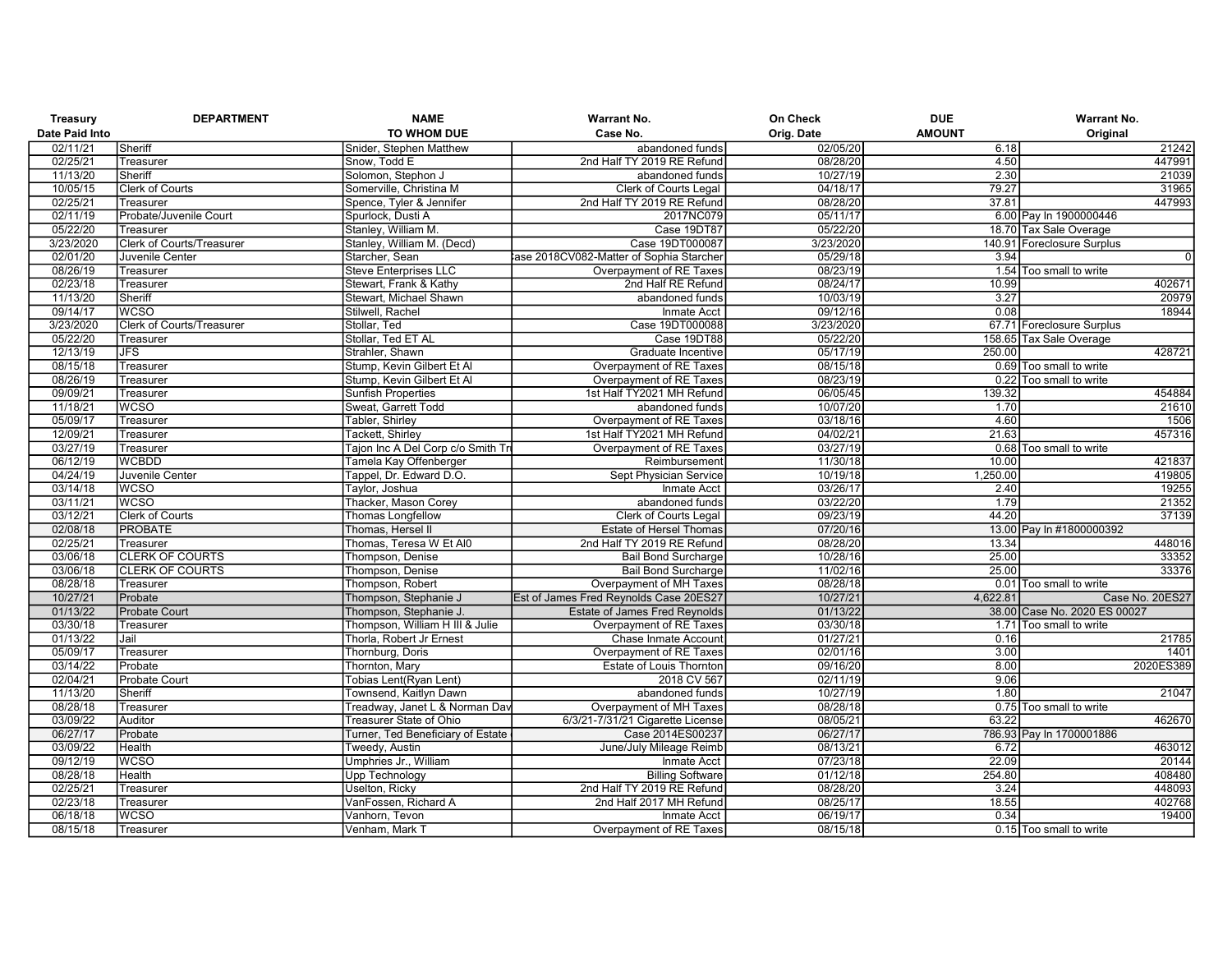| Treasury Date Paid Into | DEPARTMENT | NAME TO WHOM DUE | Warrant No. Case No. | On Check Orig. Date | DUE AMOUNT | Warrant No. Original |
|---|---|---|---|---|---|---|
| 02/11/21 | Sheriff | Snider, Stephen Matthew | abandoned funds | 02/05/20 | 6.18 | 21242 |
| 02/25/21 | Treasurer | Snow, Todd E | 2nd Half TY 2019 RE Refund | 08/28/20 | 4.50 | 447991 |
| 11/13/20 | Sheriff | Solomon, Stephon J | abandoned funds | 10/27/19 | 2.30 | 21039 |
| 10/05/15 | Clerk of Courts | Somerville, Christina M | Clerk of Courts Legal | 04/18/17 | 79.27 | 31965 |
| 02/25/21 | Treasurer | Spence, Tyler & Jennifer | 2nd Half TY 2019 RE Refund | 08/28/20 | 37.81 | 447993 |
| 02/11/19 | Probate/Juvenile Court | Spurlock, Dusti A | 2017NC079 | 05/11/17 | 6.00 | Pay In 1900000446 |
| 05/22/20 | Treasurer | Stanley, William M. | Case 19DT87 | 05/22/20 | 18.70 | Tax Sale Overage |
| 3/23/2020 | Clerk of Courts/Treasurer | Stanley, William M. (Decd) | Case 19DT000087 | 3/23/2020 | 140.91 | Foreclosure Surplus |
| 02/01/20 | Juvenile Center | Starcher, Sean | ase 2018CV082-Matter of Sophia Starcher | 05/29/18 | 3.94 | 0 |
| 08/26/19 | Treasurer | Steve Enterprises LLC | Overpayment of RE Taxes | 08/23/19 | 1.54 | Too small to write |
| 02/23/18 | Treasurer | Stewart, Frank & Kathy | 2nd Half RE Refund | 08/24/17 | 10.99 | 402671 |
| 11/13/20 | Sheriff | Stewart, Michael Shawn | abandoned funds | 10/03/19 | 3.27 | 20979 |
| 09/14/17 | WCSO | Stilwell, Rachel | Inmate Acct | 09/12/16 | 0.08 | 18944 |
| 3/23/2020 | Clerk of Courts/Treasurer | Stollar, Ted | Case 19DT000088 | 3/23/2020 | 67.71 | Foreclosure Surplus |
| 05/22/20 | Treasurer | Stollar, Ted ET AL | Case 19DT88 | 05/22/20 | 158.65 | Tax Sale Overage |
| 12/13/19 | JFS | Strahler, Shawn | Graduate Incentive | 05/17/19 | 250.00 | 428721 |
| 08/15/18 | Treasurer | Stump, Kevin Gilbert Et Al | Overpayment of RE Taxes | 08/15/18 | 0.69 | Too small to write |
| 08/26/19 | Treasurer | Stump, Kevin Gilbert Et Al | Overpayment of RE Taxes | 08/23/19 | 0.22 | Too small to write |
| 09/09/21 | Treasurer | Sunfish Properties | 1st Half TY2021 MH Refund | 06/05/45 | 139.32 | 454884 |
| 11/18/21 | WCSO | Sweat, Garrett Todd | abandoned funds | 10/07/20 | 1.70 | 21610 |
| 05/09/17 | Treasurer | Tabler, Shirley | Overpayment of RE Taxes | 03/18/16 | 4.60 | 1506 |
| 12/09/21 | Treasurer | Tackett, Shirley | 1st Half TY2021 MH Refund | 04/02/21 | 21.63 | 457316 |
| 03/27/19 | Treasurer | Tajon Inc A Del Corp c/o Smith Tr | Overpayment of RE Taxes | 03/27/19 | 0.68 | Too small to write |
| 06/12/19 | WCBDD | Tamela Kay Offenberger | Reimbursement | 11/30/18 | 10.00 | 421837 |
| 04/24/19 | Juvenile Center | Tappel, Dr. Edward D.O. | Sept Physician Service | 10/19/18 | 1,250.00 | 419805 |
| 03/14/18 | WCSO | Taylor, Joshua | Inmate Acct | 03/26/17 | 2.40 | 19255 |
| 03/11/21 | WCSO | Thacker, Mason Corey | abandoned funds | 03/22/20 | 1.79 | 21352 |
| 03/12/21 | Clerk of Courts | Thomas Longfellow | Clerk of Courts Legal | 09/23/19 | 44.20 | 37139 |
| 02/08/18 | PROBATE | Thomas, Hersel II | Estate of Hersel Thomas | 07/20/16 | 13.00 | Pay In #1800000392 |
| 02/25/21 | Treasurer | Thomas, Teresa W Et Al0 | 2nd Half TY 2019 RE Refund | 08/28/20 | 13.34 | 448016 |
| 03/06/18 | CLERK OF COURTS | Thompson, Denise | Bail Bond Surcharge | 10/28/16 | 25.00 | 33352 |
| 03/06/18 | CLERK OF COURTS | Thompson, Denise | Bail Bond Surcharge | 11/02/16 | 25.00 | 33376 |
| 08/28/18 | Treasurer | Thompson, Robert | Overpayment of MH Taxes | 08/28/18 | 0.01 | Too small to write |
| 10/27/21 | Probate | Thompson, Stephanie J | Est of James Fred Reynolds Case 20ES27 | 10/27/21 | 4,622.81 | Case No. 20ES27 |
| 01/13/22 | Probate Court | Thompson, Stephanie J. | Estate of James Fred Reynolds | 01/13/22 | 38.00 | Case No. 2020 ES 00027 |
| 03/30/18 | Treasurer | Thompson, William H III & Julie | Overpayment of RE Taxes | 03/30/18 | 1.71 | Too small to write |
| 01/13/22 | Jail | Thorla, Robert Jr Ernest | Chase Inmate Account | 01/27/21 | 0.16 | 21785 |
| 05/09/17 | Treasurer | Thornburg, Doris | Overpayment of RE Taxes | 02/01/16 | 3.00 | 1401 |
| 03/14/22 | Probate | Thornton, Mary | Estate of Louis Thornton | 09/16/20 | 8.00 | 2020ES389 |
| 02/04/21 | Probate Court | Tobias Lent(Ryan Lent) | 2018 CV 567 | 02/11/19 | 9.06 | |
| 11/13/20 | Sheriff | Townsend, Kaitlyn Dawn | abandoned funds | 10/27/19 | 1.80 | 21047 |
| 08/28/18 | Treasurer | Treadway, Janet L & Norman Dav | Overpayment of MH Taxes | 08/28/18 | 0.75 | Too small to write |
| 03/09/22 | Auditor | Treasurer State of Ohio | 6/3/21-7/31/21 Cigarette License | 08/05/21 | 63.22 | 462670 |
| 06/27/17 | Probate | Turner, Ted Beneficiary of Estate | Case 2014ES00237 | 06/27/17 | 786.93 | Pay In 1700001886 |
| 03/09/22 | Health | Tweedy, Austin | June/July Mileage Reimb | 08/13/21 | 6.72 | 463012 |
| 09/12/19 | WCSO | Umphries Jr., William | Inmate Acct | 07/23/18 | 22.09 | 20144 |
| 08/28/18 | Health | Upp Technology | Billing Software | 01/12/18 | 254.80 | 408480 |
| 02/25/21 | Treasurer | Uselton, Ricky | 2nd Half TY 2019 RE Refund | 08/28/20 | 3.24 | 448093 |
| 02/23/18 | Treasurer | VanFossen, Richard A | 2nd Half 2017 MH Refund | 08/25/17 | 18.55 | 402768 |
| 06/18/18 | WCSO | Vanhorn, Tevon | Inmate Acct | 06/19/17 | 0.34 | 19400 |
| 08/15/18 | Treasurer | Venham, Mark T | Overpayment of RE Taxes | 08/15/18 | 0.15 | Too small to write |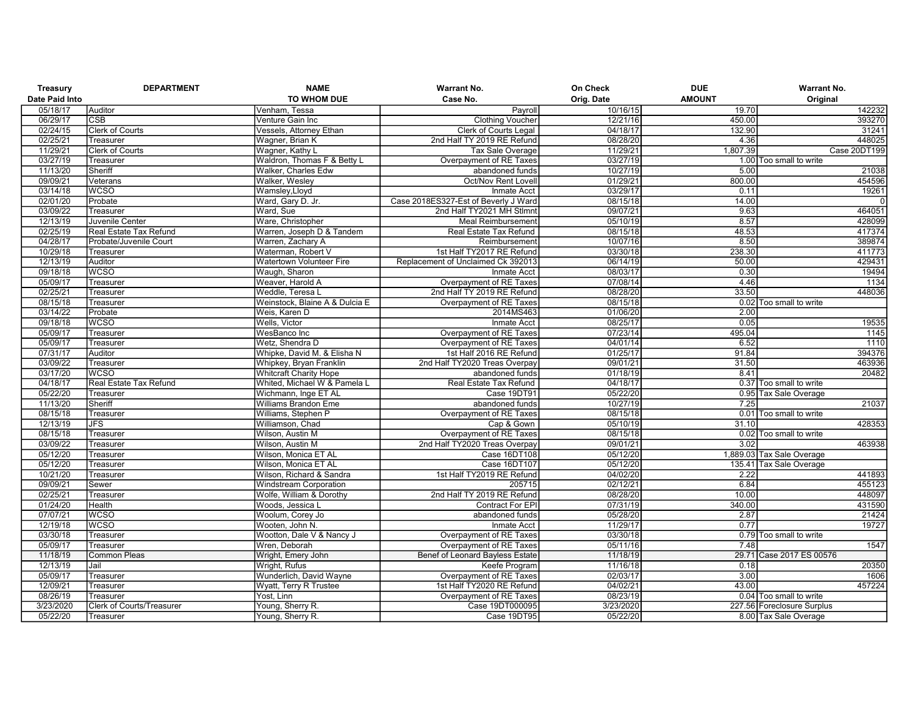| Treasury Date Paid Into | DEPARTMENT | NAME TO WHOM DUE | Warrant No. Case No. | On Check Orig. Date | DUE AMOUNT | Warrant No. Original |
|---|---|---|---|---|---|---|
| 05/18/17 | Auditor | Venham, Tessa | Payroll | 10/16/15 | 19.70 | 142232 |
| 06/29/17 | CSB | Venture Gain Inc | Clothing Voucher | 12/21/16 | 450.00 | 393270 |
| 02/24/15 | Clerk of Courts | Vessels, Attorney Ethan | Clerk of Courts Legal | 04/18/17 | 132.90 | 31241 |
| 02/25/21 | Treasurer | Wagner, Brian K | 2nd Half TY 2019 RE Refund | 08/28/20 | 4.36 | 448025 |
| 11/29/21 | Clerk of Courts | Wagner, Kathy L | Tax Sale Overage | 11/29/21 | 1,807.39 | Case 20DT199 |
| 03/27/19 | Treasurer | Waldron, Thomas F & Betty L | Overpayment of RE Taxes | 03/27/19 | 1.00 | Too small to write |
| 11/13/20 | Sheriff | Walker, Charles Edw | abandoned funds | 10/27/19 | 5.00 | 21038 |
| 09/09/21 | Veterans | Walker, Wesley | Oct/Nov Rent Lovell | 01/29/21 | 800.00 | 454596 |
| 03/14/18 | WCSO | Wamsley,Lloyd | Inmate Acct | 03/29/17 | 0.11 | 19261 |
| 02/01/20 | Probate | Ward, Gary D. Jr. | Case 2018ES327-Est of Beverly J Ward | 08/15/18 | 14.00 | 0 |
| 03/09/22 | Treasurer | Ward, Sue | 2nd Half TY2021 MH Stlmnt | 09/07/21 | 9.63 | 464051 |
| 12/13/19 | Juvenile Center | Ware, Christopher | Meal Reimbursement | 05/10/19 | 8.57 | 428099 |
| 02/25/19 | Real Estate Tax Refund | Warren, Joseph D & Tandem | Real Estate Tax Refund | 08/15/18 | 48.53 | 417374 |
| 04/28/17 | Probate/Juvenile Court | Warren, Zachary A | Reimbursement | 10/07/16 | 8.50 | 389874 |
| 10/29/18 | Treasurer | Waterman, Robert V | 1st Half TY2017 RE Refund | 03/30/18 | 238.30 | 411773 |
| 12/13/19 | Auditor | Watertown Volunteer Fire | Replacement of Unclaimed Ck 392013 | 06/14/19 | 50.00 | 429431 |
| 09/18/18 | WCSO | Waugh, Sharon | Inmate Acct | 08/03/17 | 0.30 | 19494 |
| 05/09/17 | Treasurer | Weaver, Harold A | Overpayment of RE Taxes | 07/08/14 | 4.46 | 1134 |
| 02/25/21 | Treasurer | Weddle, Teresa L | 2nd Half TY 2019 RE Refund | 08/28/20 | 33.50 | 448036 |
| 08/15/18 | Treasurer | Weinstock, Blaine A & Dulcia E | Overpayment of RE Taxes | 08/15/18 | 0.02 | Too small to write |
| 03/14/22 | Probate | Weis, Karen D | 2014MS463 | 01/06/20 | 2.00 | |
| 09/18/18 | WCSO | Wells, Victor | Inmate Acct | 08/25/17 | 0.05 | 19535 |
| 05/09/17 | Treasurer | WesBanco Inc | Overpayment of RE Taxes | 07/23/14 | 495.04 | 1145 |
| 05/09/17 | Treasurer | Wetz, Shendra D | Overpayment of RE Taxes | 04/01/14 | 6.52 | 1110 |
| 07/31/17 | Auditor | Whipke, David M. & Elisha N | 1st Half 2016 RE Refund | 01/25/17 | 91.84 | 394376 |
| 03/09/22 | Treasurer | Whipkey, Bryan Franklin | 2nd Half TY2020 Treas Overpay | 09/01/21 | 31.50 | 463936 |
| 03/17/20 | WCSO | Whitcraft Charity Hope | abandoned funds | 01/18/19 | 8.41 | 20482 |
| 04/18/17 | Real Estate Tax Refund | Whited, Michael W & Pamela L | Real Estate Tax Refund | 04/18/17 | 0.37 | Too small to write |
| 05/22/20 | Treasurer | Wichmann, Inge ET AL | Case 19DT91 | 05/22/20 | 0.95 | Tax Sale Overage |
| 11/13/20 | Sheriff | Williams Brandon Eme | abandoned funds | 10/27/19 | 7.25 | 21037 |
| 08/15/18 | Treasurer | Williams, Stephen P | Overpayment of RE Taxes | 08/15/18 | 0.01 | Too small to write |
| 12/13/19 | JFS | Williamson, Chad | Cap & Gown | 05/10/19 | 31.10 | 428353 |
| 08/15/18 | Treasurer | Wilson, Austin M | Overpayment of RE Taxes | 08/15/18 | 0.02 | Too small to write |
| 03/09/22 | Treasurer | Wilson, Austin M | 2nd Half TY2020 Treas Overpay | 09/01/21 | 3.02 | 463938 |
| 05/12/20 | Treasurer | Wilson, Monica ET AL | Case 16DT108 | 05/12/20 | 1,889.03 | Tax Sale Overage |
| 05/12/20 | Treasurer | Wilson, Monica ET AL | Case 16DT107 | 05/12/20 | 135.41 | Tax Sale Overage |
| 10/21/20 | Treasurer | Wilson, Richard & Sandra | 1st Half TY2019 RE Refund | 04/02/20 | 2.22 | 441893 |
| 09/09/21 | Sewer | Windstream Corporation | 205715 | 02/12/21 | 6.84 | 455123 |
| 02/25/21 | Treasurer | Wolfe, William & Dorothy | 2nd Half TY 2019 RE Refund | 08/28/20 | 10.00 | 448097 |
| 01/24/20 | Health | Woods, Jessica L | Contract For EPI | 07/31/19 | 340.00 | 431590 |
| 07/07/21 | WCSO | Woolum, Corey Jo | abandoned funds | 05/28/20 | 2.87 | 21424 |
| 12/19/18 | WCSO | Wooten, John N. | Inmate Acct | 11/29/17 | 0.77 | 19727 |
| 03/30/18 | Treasurer | Wootton, Dale V & Nancy J | Overpayment of RE Taxes | 03/30/18 | 0.79 | Too small to write |
| 05/09/17 | Treasurer | Wren, Deborah | Overpayment of RE Taxes | 05/11/16 | 7.48 | 1547 |
| 11/18/19 | Common Pleas | Wright, Emery John | Benef of Leonard Bayless Estate | 11/18/19 | 29.71 | Case 2017 ES 00576 |
| 12/13/19 | Jail | Wright, Rufus | Keefe Program | 11/16/18 | 0.18 | 20350 |
| 05/09/17 | Treasurer | Wunderlich, David Wayne | Overpayment of RE Taxes | 02/03/17 | 3.00 | 1606 |
| 12/09/21 | Treasurer | Wyatt, Terry R Trustee | 1st Half TY2020 RE Refund | 04/02/21 | 43.00 | 457224 |
| 08/26/19 | Treasurer | Yost, Linn | Overpayment of RE Taxes | 08/23/19 | 0.04 | Too small to write |
| 3/23/2020 | Clerk of Courts/Treasurer | Young, Sherry R. | Case 19DT000095 | 3/23/2020 | 227.56 | Foreclosure Surplus |
| 05/22/20 | Treasurer | Young, Sherry R. | Case 19DT95 | 05/22/20 | 8.00 | Tax Sale Overage |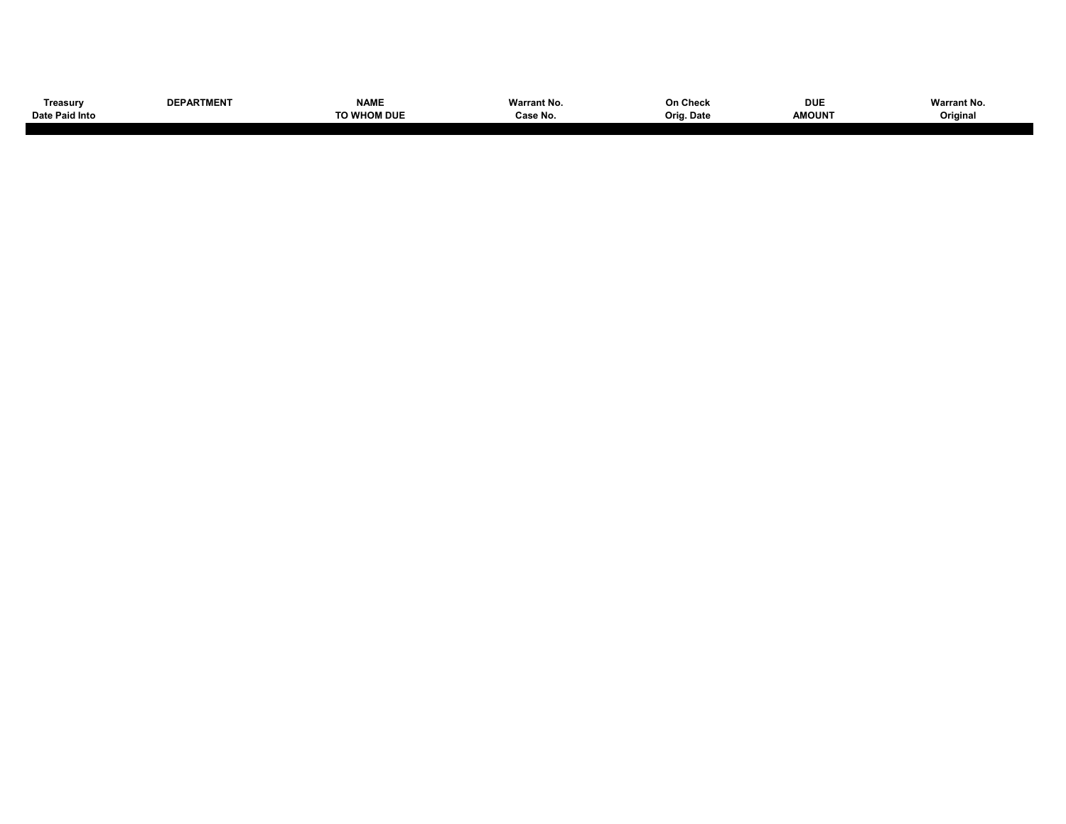| Treasury Date Paid Into | DEPARTMENT | NAME TO WHOM DUE | Warrant No. Case No. | On Check Orig. Date | DUE AMOUNT | Warrant No. Original |
|---|---|---|---|---|---|---|